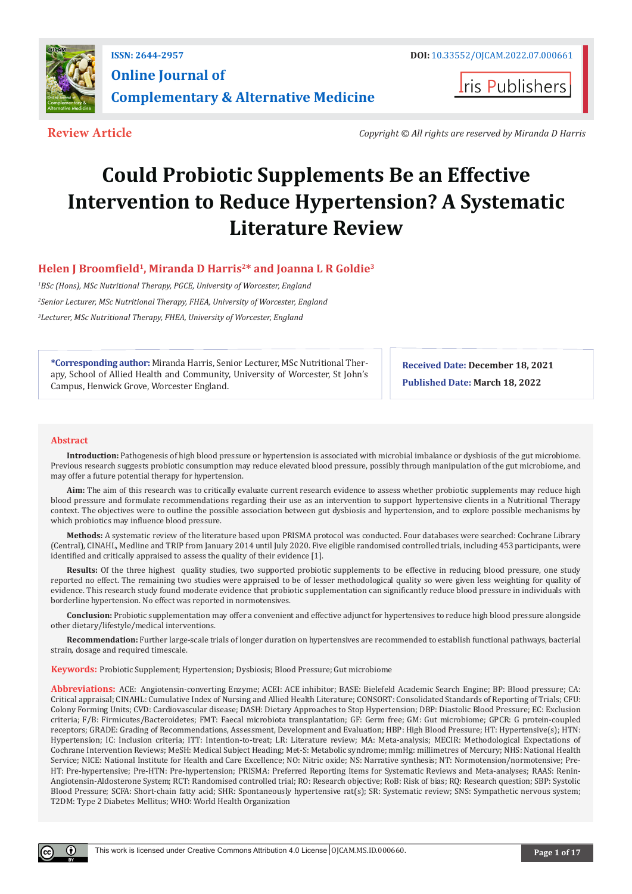ISSN: 2644-2957

DOI: 10.33552/OJCAM.2022.07.000661

**Online Journal of Complementary & Alternative Medicine**

Iris Publishers

**Review Article**

*Copyright © All rights are reserved by Miranda D Harris*

# Could Probiotic Supplements Be an Effective Intervention to Reduce Hypertension? A Systematic Literature Review

**Helen J Broomfield[1], Miranda D Harris[2]\* and Joanna L R Goldie[3]**

[1]*BSc (Hons), MSc Nutritional Therapy, PGCE, University of Worcester, England*

[2]*Senior Lecturer, MSc Nutritional Therapy, FHEA, University of Worcester, England*

[3]*Lecturer, MSc Nutritional Therapy, FHEA, University of Worcester, England*

**\*Corresponding author:** Miranda Harris, Senior Lecturer, MSc Nutritional Therapy, School of Allied Health and Community, University of Worcester, St John's Campus, Henwick Grove, Worcester England.

**Received Date: December 18, 2021**

**Published Date: March 18, 2022**

## Abstract

**Introduction:** Pathogenesis of high blood pressure or hypertension is associated with microbial imbalance or dysbiosis of the gut microbiome. Previous research suggests probiotic consumption may reduce elevated blood pressure, possibly through manipulation of the gut microbiome, and may offer a future potential therapy for hypertension.

**Aim:** The aim of this research was to critically evaluate current research evidence to assess whether probiotic supplements may reduce high blood pressure and formulate recommendations regarding their use as an intervention to support hypertensive clients in a Nutritional Therapy context. The objectives were to outline the possible association between gut dysbiosis and hypertension, and to explore possible mechanisms by which probiotics may influence blood pressure.

**Methods:** A systematic review of the literature based upon PRISMA protocol was conducted. Four databases were searched: Cochrane Library (Central), CINAHL, Medline and TRIP from January 2014 until July 2020. Five eligible randomised controlled trials, including 453 participants, were identified and critically appraised to assess the quality of their evidence [1].

**Results:** Of the three highest quality studies, two supported probiotic supplements to be effective in reducing blood pressure, one study reported no effect. The remaining two studies were appraised to be of lesser methodological quality so were given less weighting for quality of evidence. This research study found moderate evidence that probiotic supplementation can significantly reduce blood pressure in individuals with borderline hypertension. No effect was reported in normotensives.

**Conclusion:** Probiotic supplementation may offer a convenient and effective adjunct for hypertensives to reduce high blood pressure alongside other dietary/lifestyle/medical interventions.

**Recommendation:** Further large-scale trials of longer duration on hypertensives are recommended to establish functional pathways, bacterial strain, dosage and required timescale.

**Keywords:** Probiotic Supplement; Hypertension; Dysbiosis; Blood Pressure; Gut microbiome

**Abbreviations:** ACE: Angiotensin-converting Enzyme; ACEI: ACE inhibitor; BASE: Bielefeld Academic Search Engine; BP: Blood pressure; CA: Critical appraisal; CINAHL: Cumulative Index of Nursing and Allied Health Literature; CONSORT: Consolidated Standards of Reporting of Trials; CFU: Colony Forming Units; CVD: Cardiovascular disease; DASH: Dietary Approaches to Stop Hypertension; DBP: Diastolic Blood Pressure; EC: Exclusion criteria; F/B: Firmicutes/Bacteroidetes; FMT: Faecal microbiota transplantation; GF: Germ free; GM: Gut microbiome; GPCR: G protein-coupled receptors; GRADE: Grading of Recommendations, Assessment, Development and Evaluation; HBP: High Blood Pressure; HT: Hypertensive(s); HTN: Hypertension; IC: Inclusion criteria; ITT: Intention-to-treat; LR: Literature review; MA: Meta-analysis; MECIR: Methodological Expectations of Cochrane Intervention Reviews; MeSH: Medical Subject Heading; Met-S: Metabolic syndrome; mmHg: millimetres of Mercury; NHS: National Health Service; NICE: National Institute for Health and Care Excellence; NO: Nitric oxide; NS: Narrative synthesis; NT: Normotension/normotensive; Pre-HT: Pre-hypertensive; Pre-HTN: Pre-hypertension; PRISMA: Preferred Reporting Items for Systematic Reviews and Meta-analyses; RAAS: Renin-Angiotensin-Aldosterone System; RCT: Randomised controlled trial; RO: Research objective; RoB: Risk of bias; RQ: Research question; SBP: Systolic Blood Pressure; SCFA: Short-chain fatty acid; SHR: Spontaneously hypertensive rat(s); SR: Systematic review; SNS: Sympathetic nervous system; T2DM: Type 2 Diabetes Mellitus; WHO: World Health Organization

This work is licensed under Creative Commons Attribution 4.0 License OJCAM.MS.ID.000660.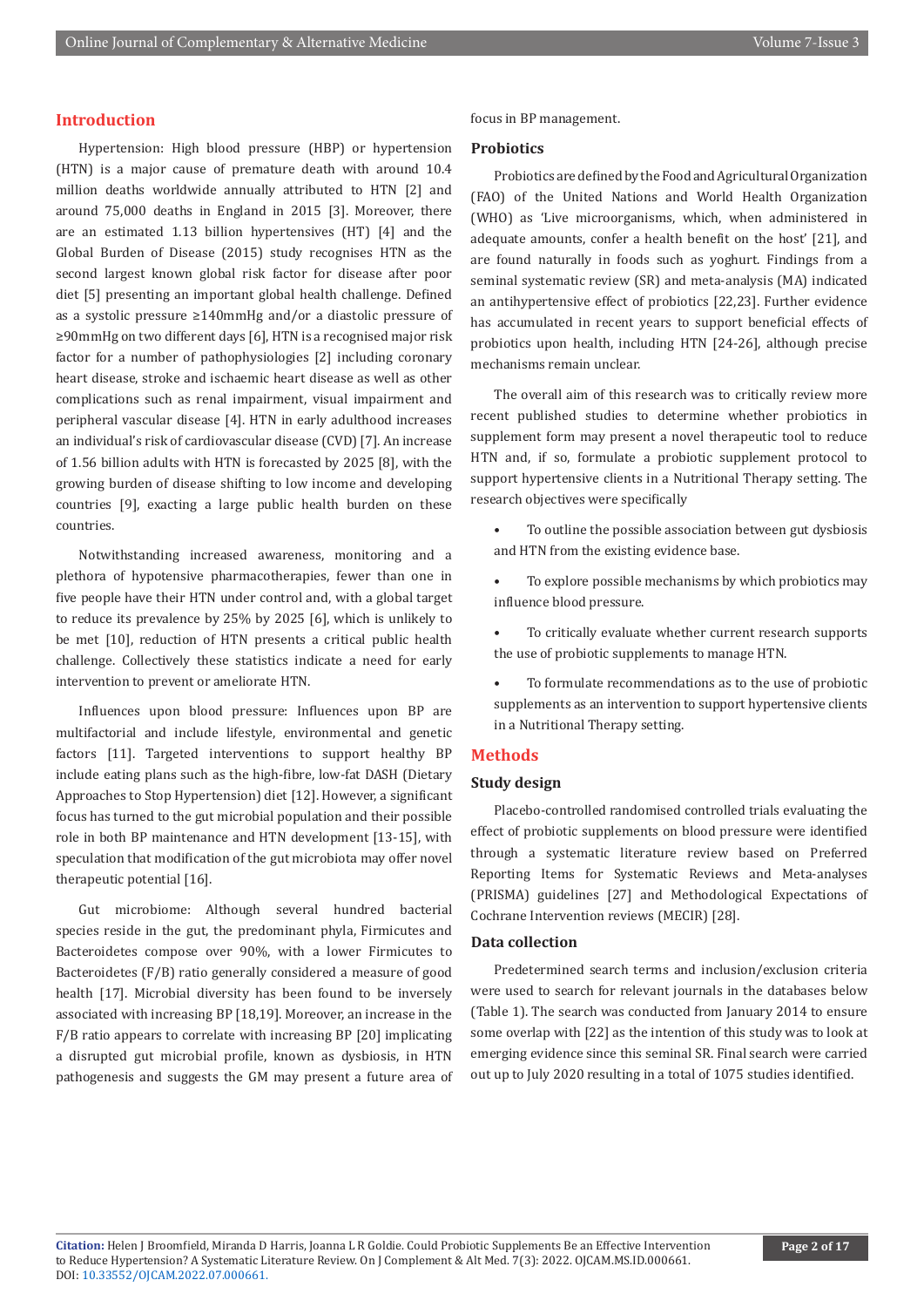## Introduction

Hypertension: High blood pressure (HBP) or hypertension (HTN) is a major cause of premature death with around 10.4 million deaths worldwide annually attributed to HTN [2] and around 75,000 deaths in England in 2015 [3]. Moreover, there are an estimated 1.13 billion hypertensives (HT) [4] and the Global Burden of Disease (2015) study recognises HTN as the second largest known global risk factor for disease after poor diet [5] presenting an important global health challenge. Defined as a systolic pressure ≥140mmHg and/or a diastolic pressure of ≥90mmHg on two different days [6], HTN is a recognised major risk factor for a number of pathophysiologies [2] including coronary heart disease, stroke and ischaemic heart disease as well as other complications such as renal impairment, visual impairment and peripheral vascular disease [4]. HTN in early adulthood increases an individual's risk of cardiovascular disease (CVD) [7]. An increase of 1.56 billion adults with HTN is forecasted by 2025 [8], with the growing burden of disease shifting to low income and developing countries [9], exacting a large public health burden on these countries.

Notwithstanding increased awareness, monitoring and a plethora of hypotensive pharmacotherapies, fewer than one in five people have their HTN under control and, with a global target to reduce its prevalence by 25% by 2025 [6], which is unlikely to be met [10], reduction of HTN presents a critical public health challenge. Collectively these statistics indicate a need for early intervention to prevent or ameliorate HTN.

Influences upon blood pressure: Influences upon BP are multifactorial and include lifestyle, environmental and genetic factors [11]. Targeted interventions to support healthy BP include eating plans such as the high-fibre, low-fat DASH (Dietary Approaches to Stop Hypertension) diet [12]. However, a significant focus has turned to the gut microbial population and their possible role in both BP maintenance and HTN development [13-15], with speculation that modification of the gut microbiota may offer novel therapeutic potential [16].

Gut microbiome: Although several hundred bacterial species reside in the gut, the predominant phyla, Firmicutes and Bacteroidetes compose over 90%, with a lower Firmicutes to Bacteroidetes (F/B) ratio generally considered a measure of good health [17]. Microbial diversity has been found to be inversely associated with increasing BP [18,19]. Moreover, an increase in the F/B ratio appears to correlate with increasing BP [20] implicating a disrupted gut microbial profile, known as dysbiosis, in HTN pathogenesis and suggests the GM may present a future area of focus in BP management.

### Probiotics

Probiotics are defined by the Food and Agricultural Organization (FAO) of the United Nations and World Health Organization (WHO) as 'Live microorganisms, which, when administered in adequate amounts, confer a health benefit on the host' [21], and are found naturally in foods such as yoghurt. Findings from a seminal systematic review (SR) and meta-analysis (MA) indicated an antihypertensive effect of probiotics [22,23]. Further evidence has accumulated in recent years to support beneficial effects of probiotics upon health, including HTN [24-26], although precise mechanisms remain unclear.

The overall aim of this research was to critically review more recent published studies to determine whether probiotics in supplement form may present a novel therapeutic tool to reduce HTN and, if so, formulate a probiotic supplement protocol to support hypertensive clients in a Nutritional Therapy setting. The research objectives were specifically

- To outline the possible association between gut dysbiosis and HTN from the existing evidence base.
- To explore possible mechanisms by which probiotics may influence blood pressure.
- To critically evaluate whether current research supports the use of probiotic supplements to manage HTN.
- To formulate recommendations as to the use of probiotic supplements as an intervention to support hypertensive clients in a Nutritional Therapy setting.

## Methods

### Study design

Placebo-controlled randomised controlled trials evaluating the effect of probiotic supplements on blood pressure were identified through a systematic literature review based on Preferred Reporting Items for Systematic Reviews and Meta-analyses (PRISMA) guidelines [27] and Methodological Expectations of Cochrane Intervention reviews (MECIR) [28].

### Data collection

Predetermined search terms and inclusion/exclusion criteria were used to search for relevant journals in the databases below (Table 1). The search was conducted from January 2014 to ensure some overlap with [22] as the intention of this study was to look at emerging evidence since this seminal SR. Final search were carried out up to July 2020 resulting in a total of 1075 studies identified.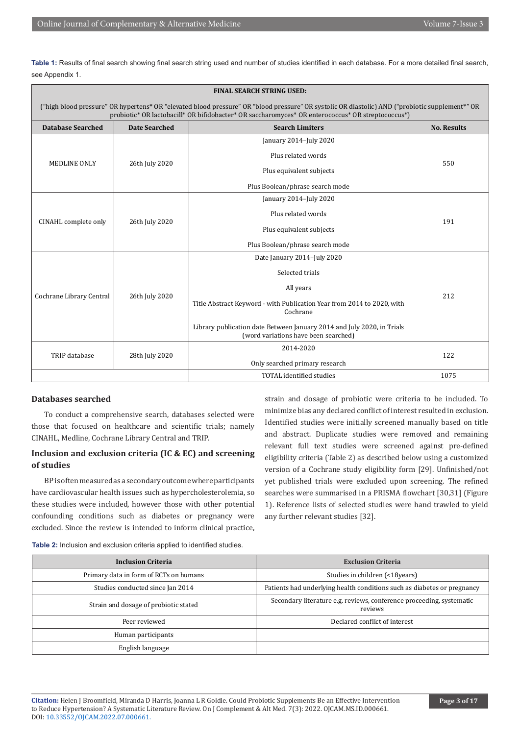**Table 1:** Results of final search showing final search string used and number of studies identified in each database. For a more detailed final search, see Appendix 1.

| FINAL SEARCH STRING USED: | | | |
|---|---|---|---|
| ("high blood pressure" OR hypertens* OR "elevated blood pressure" OR "blood pressure" OR systolic OR diastolic) AND ("probiotic supplement*" OR probiotic* OR lactobacill* OR bifidobacter* OR saccharomyces* OR enterococcus* OR streptococcus*) | | | |
| **Database Searched** | **Date Searched** | **Search Limiters** | **No. Results** |
| MEDLINE ONLY | 26th July 2020 | January 2014–July 2020<br>Plus related words<br>Plus equivalent subjects<br>Plus Boolean/phrase search mode | 550 |
| CINAHL complete only | 26th July 2020 | January 2014–July 2020<br>Plus related words<br>Plus equivalent subjects<br>Plus Boolean/phrase search mode | 191 |
| Cochrane Library Central | 26th July 2020 | Date January 2014–July 2020<br>Selected trials<br>All years<br>Title Abstract Keyword - with Publication Year from 2014 to 2020, with Cochrane<br>Library publication date Between January 2014 and July 2020, in Trials (word variations have been searched) | 212 |
| TRIP database | 28th July 2020 | 2014-2020<br>Only searched primary research | 122 |
| | | TOTAL identified studies | 1075 |

## Databases searched

To conduct a comprehensive search, databases selected were those that focused on healthcare and scientific trials; namely CINAHL, Medline, Cochrane Library Central and TRIP.

## Inclusion and exclusion criteria (IC & EC) and screening of studies

BP is often measured as a secondary outcome where participants have cardiovascular health issues such as hypercholesterolemia, so these studies were included, however those with other potential confounding conditions such as diabetes or pregnancy were excluded. Since the review is intended to inform clinical practice, strain and dosage of probiotic were criteria to be included. To minimize bias any declared conflict of interest resulted in exclusion. Identified studies were initially screened manually based on title and abstract. Duplicate studies were removed and remaining relevant full text studies were screened against pre-defined eligibility criteria (Table 2) as described below using a customized version of a Cochrane study eligibility form [29]. Unfinished/not yet published trials were excluded upon screening. The refined searches were summarised in a PRISMA flowchart [30,31] (Figure 1). Reference lists of selected studies were hand trawled to yield any further relevant studies [32].

**Table 2:** Inclusion and exclusion criteria applied to identified studies.

| Inclusion Criteria | Exclusion Criteria |
|---|---|
| Primary data in form of RCTs on humans | Studies in children (<18years) |
| Studies conducted since Jan 2014 | Patients had underlying health conditions such as diabetes or pregnancy |
| Strain and dosage of probiotic stated | Secondary literature e.g. reviews, conference proceeding, systematic reviews |
| Peer reviewed | Declared conflict of interest |
| Human participants | |
| English language | |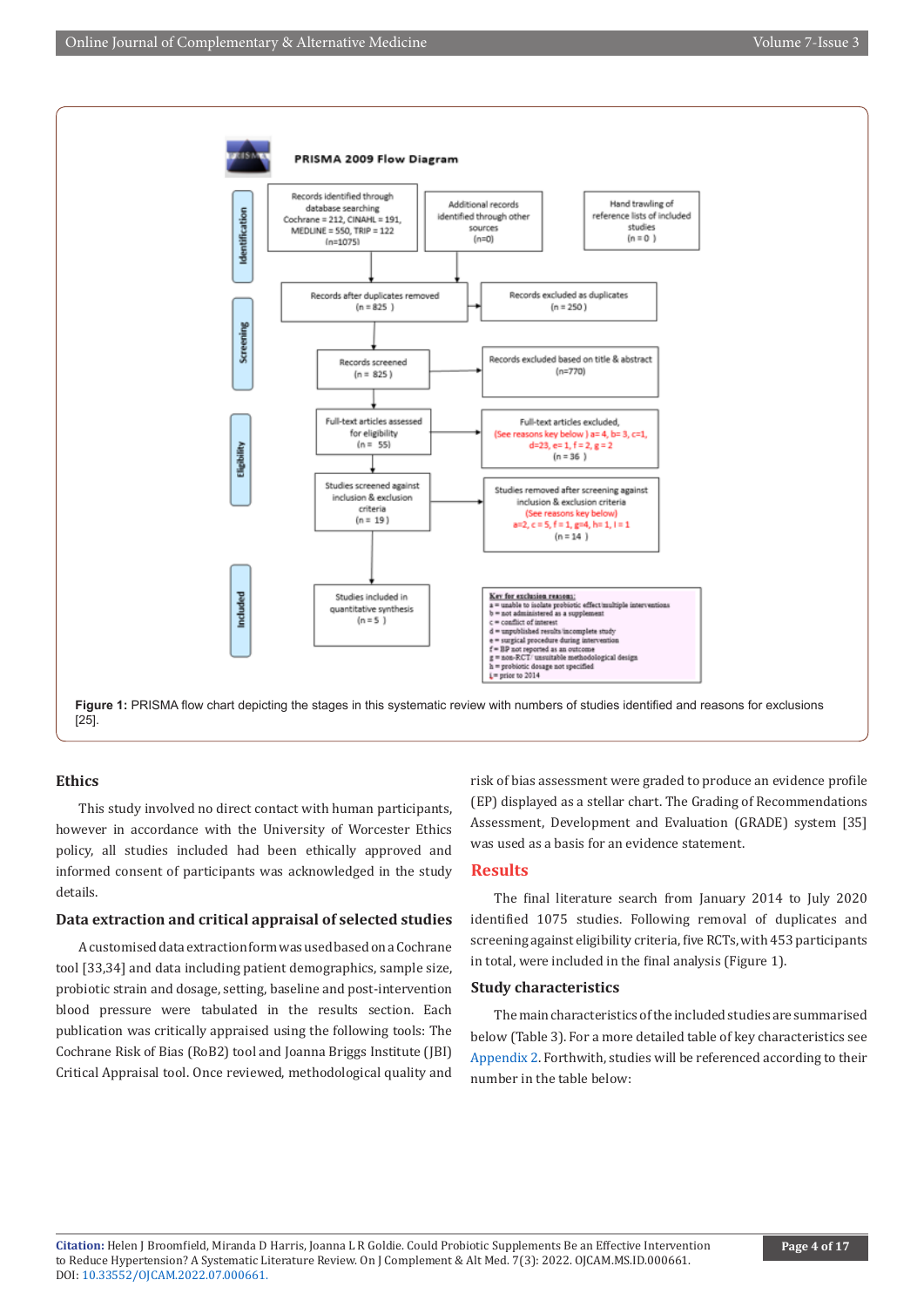**Figure 1:** PRISMA flow chart depicting the stages in this systematic review with numbers of studies identified and reasons for exclusions [25].

### Ethics

This study involved no direct contact with human participants, however in accordance with the University of Worcester Ethics policy, all studies included had been ethically approved and informed consent of participants was acknowledged in the study details.

### Data extraction and critical appraisal of selected studies

A customised data extraction form was used based on a Cochrane tool [33,34] and data including patient demographics, sample size, probiotic strain and dosage, setting, baseline and post-intervention blood pressure were tabulated in the results section. Each publication was critically appraised using the following tools: The Cochrane Risk of Bias (RoB2) tool and Joanna Briggs Institute (JBI) Critical Appraisal tool. Once reviewed, methodological quality and risk of bias assessment were graded to produce an evidence profile (EP) displayed as a stellar chart. The Grading of Recommendations Assessment, Development and Evaluation (GRADE) system [35] was used as a basis for an evidence statement.

## Results

The final literature search from January 2014 to July 2020 identified 1075 studies. Following removal of duplicates and screening against eligibility criteria, five RCTs, with 453 participants in total, were included in the final analysis (Figure 1).

### Study characteristics

The main characteristics of the included studies are summarised below (Table 3). For a more detailed table of key characteristics see Appendix 2. Forthwith, studies will be referenced according to their number in the table below: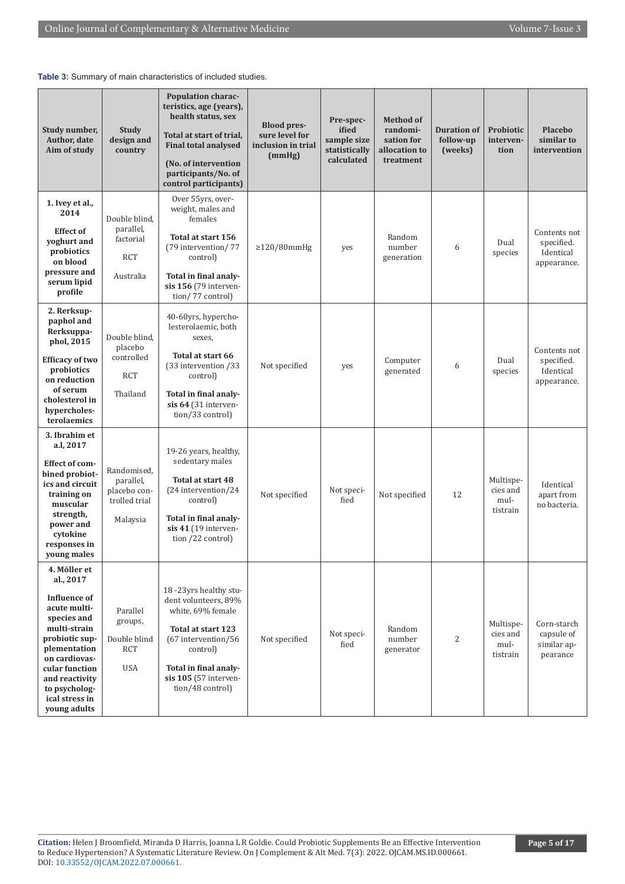**Table 3:** Summary of main characteristics of included studies.

| Study number, Author, date Aim of study | Study design and country | Population characteristics, age (years), health status, sex<br>Total at start of trial, Final total analysed<br>(No. of intervention participants/No. of control participants) | Blood pressure level for inclusion in trial (mmHg) | Pre-specified sample size statistically calculated | Method of randomisation for allocation to treatment | Duration of follow-up (weeks) | Probiotic intervention | Placebo similar to intervention |
|---|---|---|---|---|---|---|---|---|
| **1. Ivey et al., 2014**<br>**Effect of yoghurt and probiotics on blood pressure and serum lipid profile** | Double blind, parallel, factorial<br>RCT<br>Australia | Over 55yrs, overweight, males and females<br>**Total at start 156** (79 intervention/ 77 control)<br>**Total in final analysis 156** (79 intervention/ 77 control) | ≥120/80mmHg | yes | Random number generation | 6 | Dual species | Contents not specified. Identical appearance. |
| **2. Rerksuppaphol and Rerksuppaphol, 2015**<br>**Efficacy of two probiotics on reduction of serum cholesterol in hypercholesterolaemics** | Double blind, placebo controlled<br>RCT<br>Thailand | 40-60yrs, hypercholesterolaemic, both sexes,<br>**Total at start 66** (33 intervention /33 control)<br>**Total in final analysis 64** (31 intervention/33 control) | Not specified | yes | Computer generated | 6 | Dual species | Contents not specified. Identical appearance. |
| **3. Ibrahim et a.l, 2017**<br>**Effect of combined probiotics and circuit training on muscular strength, power and cytokine responses in young males** | Randomised, parallel, placebo controlled trial<br>Malaysia | 19-26 years, healthy, sedentary males<br>**Total at start 48** (24 intervention/24 control)<br>**Total in final analysis 41** (19 intervention /22 control) | Not specified | Not specified | Not specified | 12 | Multispecies and multistrain | Identical apart from no bacteria. |
| **4. Möller et al., 2017**<br>**Influence of acute multispecies and multi-strain probiotic supplementation on cardiovascular function and reactivity to psychological stress in young adults** | Parallel groups,<br>Double blind RCT<br>USA | 18 -23yrs healthy student volunteers, 89% white, 69% female<br>**Total at start 123** (67 intervention/56 control)<br>**Total in final analysis 105** (57 intervention/48 control) | Not specified | Not specified | Random number generator | 2 | Multispecies and multistrain | Corn-starch capsule of similar appearance |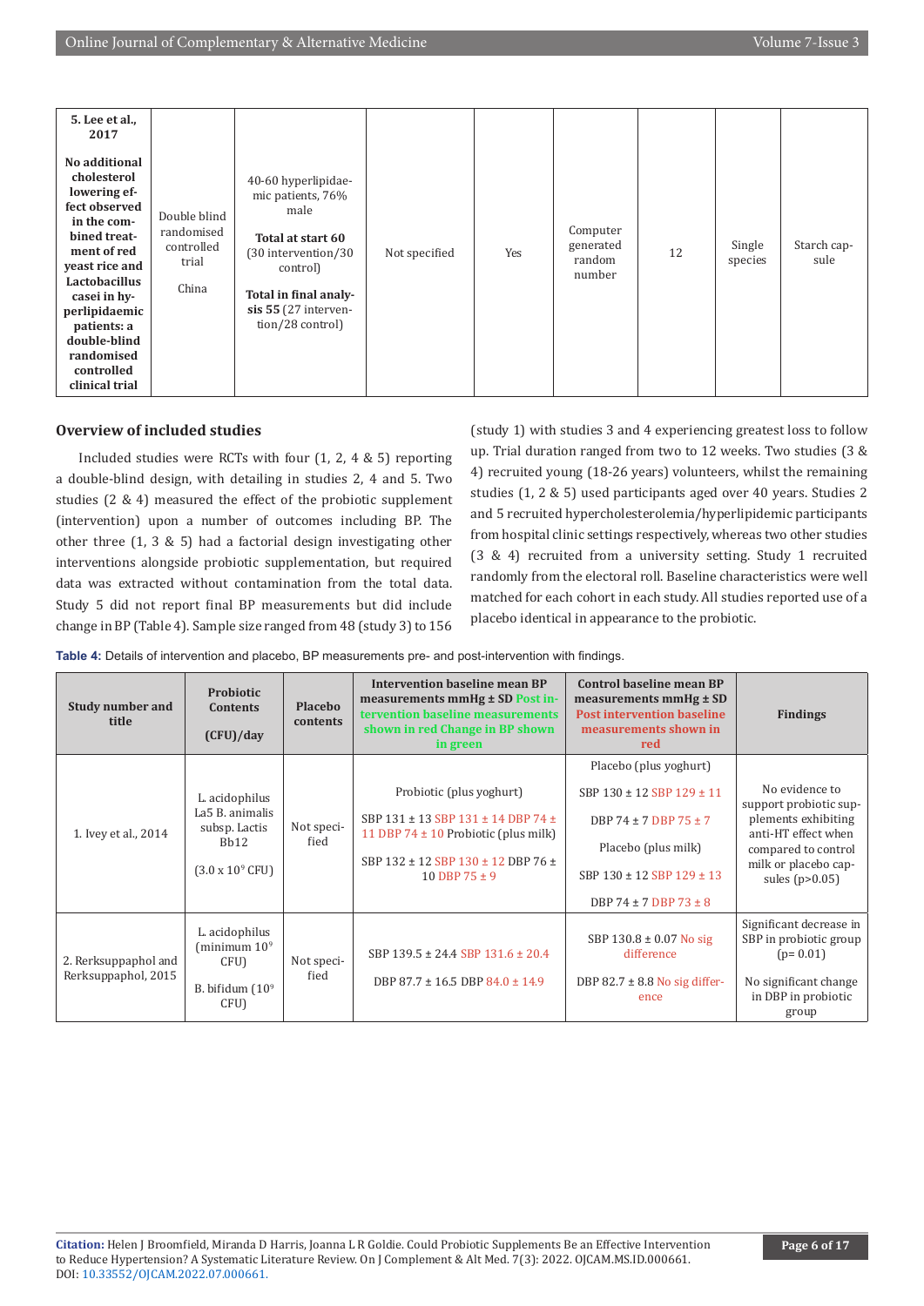| 5. Lee et al., 2017<br><br>No additional cholesterol lowering effect observed in the combined treatment of red yeast rice and Lactobacillus casei in hyperlipidaemic patients: a double-blind randomised controlled clinical trial | Double blind randomised controlled trial<br><br>China | 40-60 hyperlipidaemic patients, 76% male<br><br>**Total at start 60** (30 intervention/30 control)<br><br>**Total in final analysis 55** (27 intervention/28 control) | Not specified | Yes | Computer generated random number | 12 | Single species | Starch capsule |
|---|---|---|---|---|---|---|---|---|

## Overview of included studies

Included studies were RCTs with four (1, 2, 4 & 5) reporting a double-blind design, with detailing in studies 2, 4 and 5. Two studies (2 & 4) measured the effect of the probiotic supplement (intervention) upon a number of outcomes including BP. The other three (1, 3 & 5) had a factorial design investigating other interventions alongside probiotic supplementation, but required data was extracted without contamination from the total data. Study 5 did not report final BP measurements but did include change in BP (Table 4). Sample size ranged from 48 (study 3) to 156 (study 1) with studies 3 and 4 experiencing greatest loss to follow up. Trial duration ranged from two to 12 weeks. Two studies (3 & 4) recruited young (18-26 years) volunteers, whilst the remaining studies (1, 2 & 5) used participants aged over 40 years. Studies 2 and 5 recruited hypercholesterolemia/hyperlipidemic participants from hospital clinic settings respectively, whereas two other studies (3 & 4) recruited from a university setting. Study 1 recruited randomly from the electoral roll. Baseline characteristics were well matched for each cohort in each study. All studies reported use of a placebo identical in appearance to the probiotic.

**Table 4:** Details of intervention and placebo, BP measurements pre- and post-intervention with findings.

| Study number and title | Probiotic Contents (CFU)/day | Placebo contents | Intervention baseline mean BP measurements mmHg ± SD Post intervention baseline measurements shown in red Change in BP shown in green | Control baseline mean BP measurements mmHg ± SD Post intervention baseline measurements shown in red | Findings |
|---|---|---|---|---|---|
| 1. Ivey et al., 2014 | L. acidophilus La5 B. animalis subsp. Lactis Bb12<br><br>(3.0 x $10^9$ CFU) | Not specified | Probiotic (plus yoghurt)<br><br>SBP 131 ± 13 SBP 131 ± 14 DBP 74 ± 11 DBP 74 ± 10 Probiotic (plus milk)<br><br>SBP 132 ± 12 SBP 130 ± 12 DBP 76 ± 10 DBP 75 ± 9 | Placebo (plus yoghurt)<br><br>SBP 130 ± 12 SBP 129 ± 11<br><br>DBP 74 ± 7 DBP 75 ± 7<br><br>Placebo (plus milk)<br><br>SBP 130 ± 12 SBP 129 ± 13<br><br>DBP 74 ± 7 DBP 73 ± 8 | No evidence to support probiotic supplements exhibiting anti-HT effect when compared to control milk or placebo capsules (p>0.05) |
| 2. Rerksuppaphol and Rerksuppaphol, 2015 | L. acidophilus (minimum $10^9$ CFU)<br><br>B. bifidum ($10^9$ CFU) | Not specified | SBP 139.5 ± 24.4 SBP 131.6 ± 20.4<br><br>DBP 87.7 ± 16.5 DBP 84.0 ± 14.9 | SBP 130.8 ± 0.07 No sig difference<br><br>DBP 82.7 ± 8.8 No sig difference | Significant decrease in SBP in probiotic group (p= 0.01)<br><br>No significant change in DBP in probiotic group |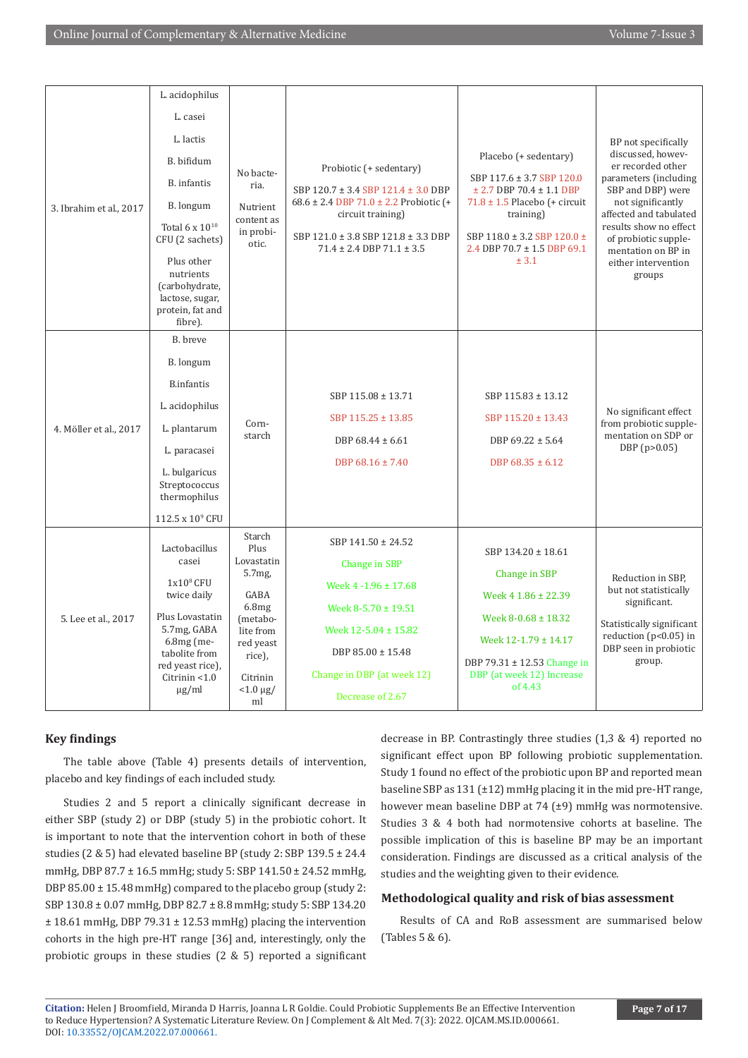| | | | | | |
|---|---|---|---|---|---|
| 3. Ibrahim et al., 2017 | L. acidophilus<br><br>L. casei<br><br>L. lactis<br><br>B. bifidum<br><br>B. infantis<br><br>B. longum<br><br>Total 6 x $10^{10}$ CFU (2 sachets)<br><br>Plus other nutrients (carbohydrate, lactose, sugar, protein, fat and fibre). | No bacteria.<br><br>Nutrient content as in probiotic. | Probiotic (+ sedentary)<br><br>SBP 120.7 ± 3.4 SBP 121.4 ± 3.0 DBP 68.6 ± 2.4 DBP 71.0 ± 2.2 Probiotic (+ circuit training)<br><br>SBP 121.0 ± 3.8 SBP 121.8 ± 3.3 DBP 71.4 ± 2.4 DBP 71.1 ± 3.5 | Placebo (+ sedentary)<br><br>SBP 117.6 ± 3.7 SBP 120.0 ± 2.7 DBP 70.4 ± 1.1 DBP 71.8 ± 1.5 Placebo (+ circuit training)<br><br>SBP 118.0 ± 3.2 SBP 120.0 ± 2.4 DBP 70.7 ± 1.5 DBP 69.1 ± 3.1 | BP not specifically discussed, however recorded other parameters (including SBP and DBP) were not significantly affected and tabulated results show no effect of probiotic supplementation on BP in either intervention groups |
| 4. Möller et al., 2017 | B. breve<br><br>B. longum<br><br>B.infantis<br><br>L. acidophilus<br><br>L. plantarum<br><br>L. paracasei<br><br>L. bulgaricus Streptococcus thermophilus<br><br>112.5 x $10^9$ CFU | Corn-starch | SBP 115.08 ± 13.71<br><br>SBP 115.25 ± 13.85<br><br>DBP 68.44 ± 6.61<br><br>DBP 68.16 ± 7.40 | SBP 115.83 ± 13.12<br><br>SBP 115.20 ± 13.43<br><br>DBP 69.22 ± 5.64<br><br>DBP 68.35 ± 6.12 | No significant effect from probiotic supplementation on SDP or DBP (p>0.05) |
| 5. Lee et al., 2017 | Lactobacillus casei<br><br>1x$10^8$ CFU twice daily<br><br>Plus Lovastatin 5.7mg, GABA 6.8mg (metabolite from red yeast rice), Citrinin <1.0 µg/ml | Starch Plus Lovastatin 5.7mg,<br><br>GABA 6.8mg (metabolite from red yeast rice),<br><br>Citrinin <1.0 µg/ml | SBP 141.50 ± 24.52<br><br>Change in SBP<br><br>Week 4 -1.96 ± 17.68<br><br>Week 8-5.70 ± 19.51<br><br>Week 12-5.04 ± 15.82<br><br>DBP 85.00 ± 15.48<br><br>Change in DBP (at week 12)<br><br>Decrease of 2.67 | SBP 134.20 ± 18.61<br><br>Change in SBP<br><br>Week 4 1.86 ± 22.39<br><br>Week 8-0.68 ± 18.32<br><br>Week 12-1.79 ± 14.17<br><br>DBP 79.31 ± 12.53 Change in DBP (at week 12) Increase of 4.43 | Reduction in SBP, but not statistically significant.<br><br>Statistically significant reduction (p<0.05) in DBP seen in probiotic group. |

## Key findings

The table above (Table 4) presents details of intervention, placebo and key findings of each included study.

Studies 2 and 5 report a clinically significant decrease in either SBP (study 2) or DBP (study 5) in the probiotic cohort. It is important to note that the intervention cohort in both of these studies (2 & 5) had elevated baseline BP (study 2: SBP 139.5 ± 24.4 mmHg, DBP 87.7 ± 16.5 mmHg; study 5: SBP 141.50 ± 24.52 mmHg, DBP 85.00 ± 15.48 mmHg) compared to the placebo group (study 2: SBP 130.8 ± 0.07 mmHg, DBP 82.7 ± 8.8 mmHg; study 5: SBP 134.20 ± 18.61 mmHg, DBP 79.31 ± 12.53 mmHg) placing the intervention cohorts in the high pre-HT range [36] and, interestingly, only the probiotic groups in these studies (2 & 5) reported a significant decrease in BP. Contrastingly three studies (1,3 & 4) reported no significant effect upon BP following probiotic supplementation. Study 1 found no effect of the probiotic upon BP and reported mean baseline SBP as 131 (±12) mmHg placing it in the mid pre-HT range, however mean baseline DBP at 74 (±9) mmHg was normotensive. Studies 3 & 4 both had normotensive cohorts at baseline. The possible implication of this is baseline BP may be an important consideration. Findings are discussed as a critical analysis of the studies and the weighting given to their evidence.

### Methodological quality and risk of bias assessment

Results of CA and RoB assessment are summarised below (Tables 5 & 6).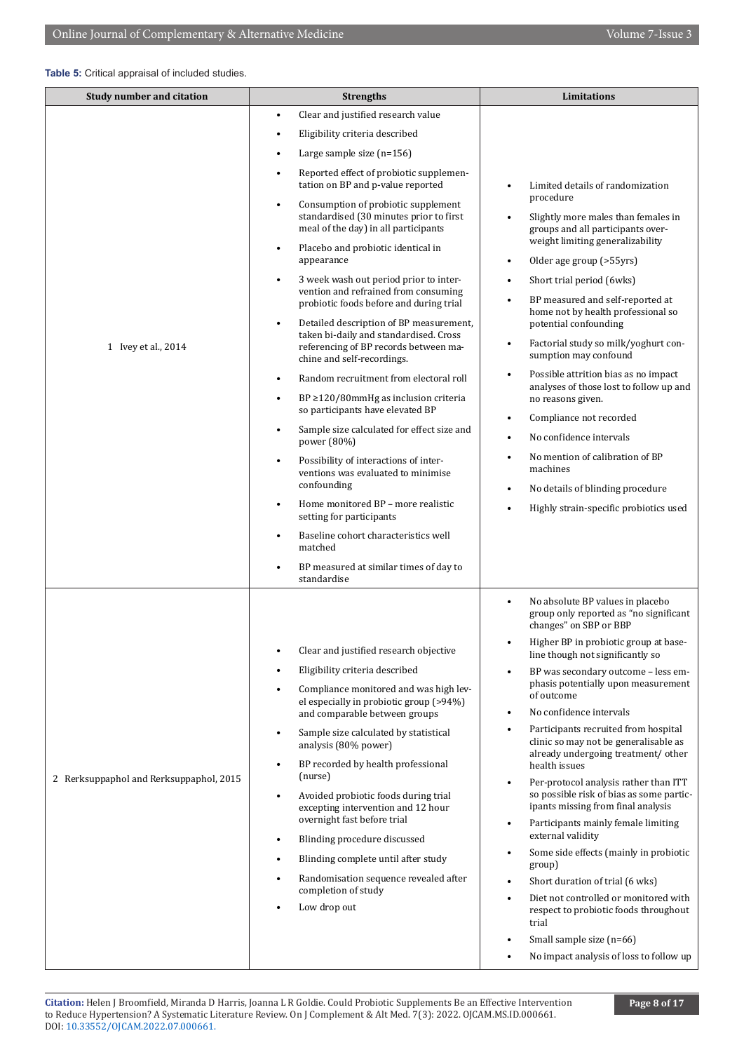**Table 5:** Critical appraisal of included studies.

| Study number and citation | Strengths | Limitations |
|---|---|---|
| 1 Ivey et al., 2014 | • Clear and justified research value<br>• Eligibility criteria described<br>• Large sample size (n=156)<br>• Reported effect of probiotic supplementation on BP and p-value reported<br>• Consumption of probiotic supplement standardised (30 minutes prior to first meal of the day) in all participants<br>• Placebo and probiotic identical in appearance<br>• 3 week wash out period prior to intervention and refrained from consuming probiotic foods before and during trial<br>• Detailed description of BP measurement, taken bi-daily and standardised. Cross referencing of BP records between machine and self-recordings.<br>• Random recruitment from electoral roll<br>• BP ≥120/80mmHg as inclusion criteria so participants have elevated BP<br>• Sample size calculated for effect size and power (80%)<br>• Possibility of interactions of interventions was evaluated to minimise confounding<br>• Home monitored BP – more realistic setting for participants<br>• Baseline cohort characteristics well matched<br>• BP measured at similar times of day to standardise | • Limited details of randomization procedure<br>• Slightly more males than females in groups and all participants overweight limiting generalizability<br>• Older age group (>55yrs)<br>• Short trial period (6wks)<br>• BP measured and self-reported at home not by health professional so potential confounding<br>• Factorial study so milk/yoghurt consumption may confound<br>• Possible attrition bias as no impact analyses of those lost to follow up and no reasons given.<br>• Compliance not recorded<br>• No confidence intervals<br>• No mention of calibration of BP machines<br>• No details of blinding procedure<br>• Highly strain-specific probiotics used |
| 2 Rerksuppaphol and Rerksuppaphol, 2015 | • Clear and justified research objective<br>• Eligibility criteria described<br>• Compliance monitored and was high level especially in probiotic group (>94%) and comparable between groups<br>• Sample size calculated by statistical analysis (80% power)<br>• BP recorded by health professional (nurse)<br>• Avoided probiotic foods during trial excepting intervention and 12 hour overnight fast before trial<br>• Blinding procedure discussed<br>• Blinding complete until after study<br>• Randomisation sequence revealed after completion of study<br>• Low drop out | • No absolute BP values in placebo group only reported as "no significant changes" on SBP or BBP<br>• Higher BP in probiotic group at baseline though not significantly so<br>• BP was secondary outcome – less emphasis potentially upon measurement of outcome<br>• No confidence intervals<br>• Participants recruited from hospital clinic so may not be generalisable as already undergoing treatment/ other health issues<br>• Per-protocol analysis rather than ITT so possible risk of bias as some participants missing from final analysis<br>• Participants mainly female limiting external validity<br>• Some side effects (mainly in probiotic group)<br>• Short duration of trial (6 wks)<br>• Diet not controlled or monitored with respect to probiotic foods throughout trial<br>• Small sample size (n=66)<br>• No impact analysis of loss to follow up |

**Citation:** Helen J Broomfield, Miranda D Harris, Joanna L R Goldie. Could Probiotic Supplements Be an Effective Intervention to Reduce Hypertension? A Systematic Literature Review. On J Complement & Alt Med. 7(3): 2022. OJCAM.MS.ID.000661. DOI: 10.33552/OJCAM.2022.07.000661.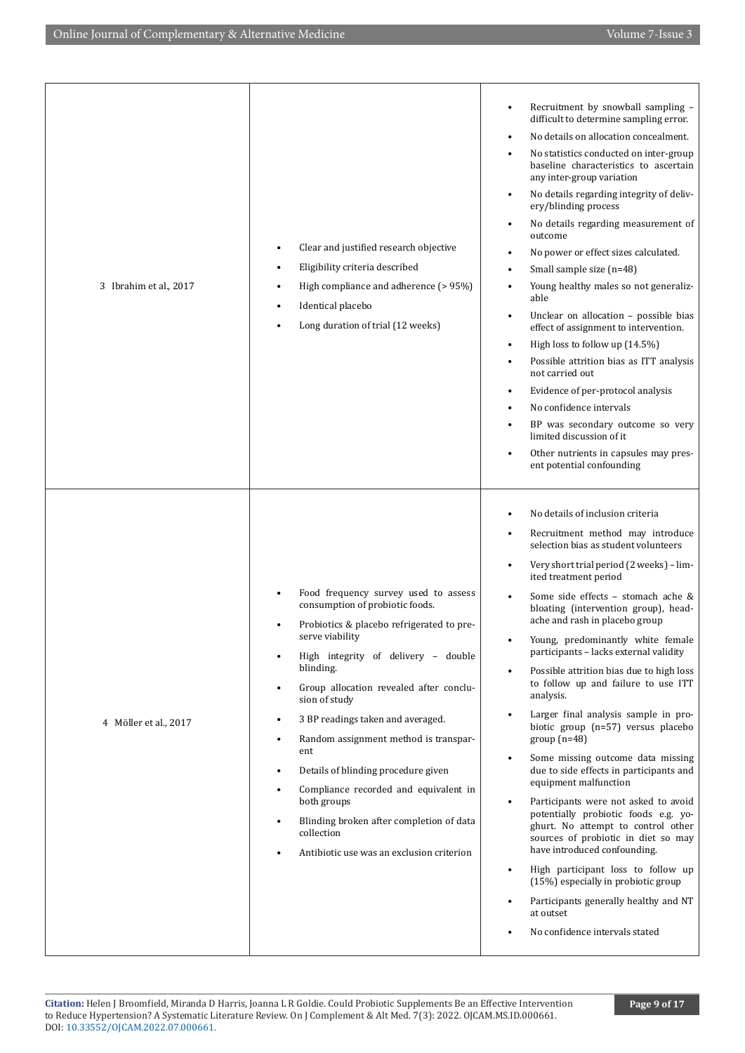| | | |
|---|---|---|
| 3 Ibrahim et al., 2017 | • Clear and justified research objective<br>• Eligibility criteria described<br>• High compliance and adherence (> 95%)<br>• Identical placebo<br>• Long duration of trial (12 weeks) | • Recruitment by snowball sampling – difficult to determine sampling error.<br>• No details on allocation concealment.<br>• No statistics conducted on inter-group baseline characteristics to ascertain any inter-group variation<br>• No details regarding integrity of delivery/blinding process<br>• No details regarding measurement of outcome<br>• No power or effect sizes calculated.<br>• Small sample size (n=48)<br>• Young healthy males so not generalizable<br>• Unclear on allocation – possible bias effect of assignment to intervention.<br>• High loss to follow up (14.5%)<br>• Possible attrition bias as ITT analysis not carried out<br>• Evidence of per-protocol analysis<br>• No confidence intervals<br>• BP was secondary outcome so very limited discussion of it<br>• Other nutrients in capsules may present potential confounding |
| 4 Möller et al., 2017 | • Food frequency survey used to assess consumption of probiotic foods.<br>• Probiotics & placebo refrigerated to preserve viability<br>• High integrity of delivery – double blinding.<br>• Group allocation revealed after conclusion of study<br>• 3 BP readings taken and averaged.<br>• Random assignment method is transparent<br>• Details of blinding procedure given<br>• Compliance recorded and equivalent in both groups<br>• Blinding broken after completion of data collection<br>• Antibiotic use was an exclusion criterion | • No details of inclusion criteria<br>• Recruitment method may introduce selection bias as student volunteers<br>• Very short trial period (2 weeks) – limited treatment period<br>• Some side effects – stomach ache & bloating (intervention group), headache and rash in placebo group<br>• Young, predominantly white female participants – lacks external validity<br>• Possible attrition bias due to high loss to follow up and failure to use ITT analysis.<br>• Larger final analysis sample in probiotic group (n=57) versus placebo group (n=48)<br>• Some missing outcome data missing due to side effects in participants and equipment malfunction<br>• Participants were not asked to avoid potentially probiotic foods e.g. yoghurt. No attempt to control other sources of probiotic in diet so may have introduced confounding.<br>• High participant loss to follow up (15%) especially in probiotic group<br>• Participants generally healthy and NT at outset<br>• No confidence intervals stated |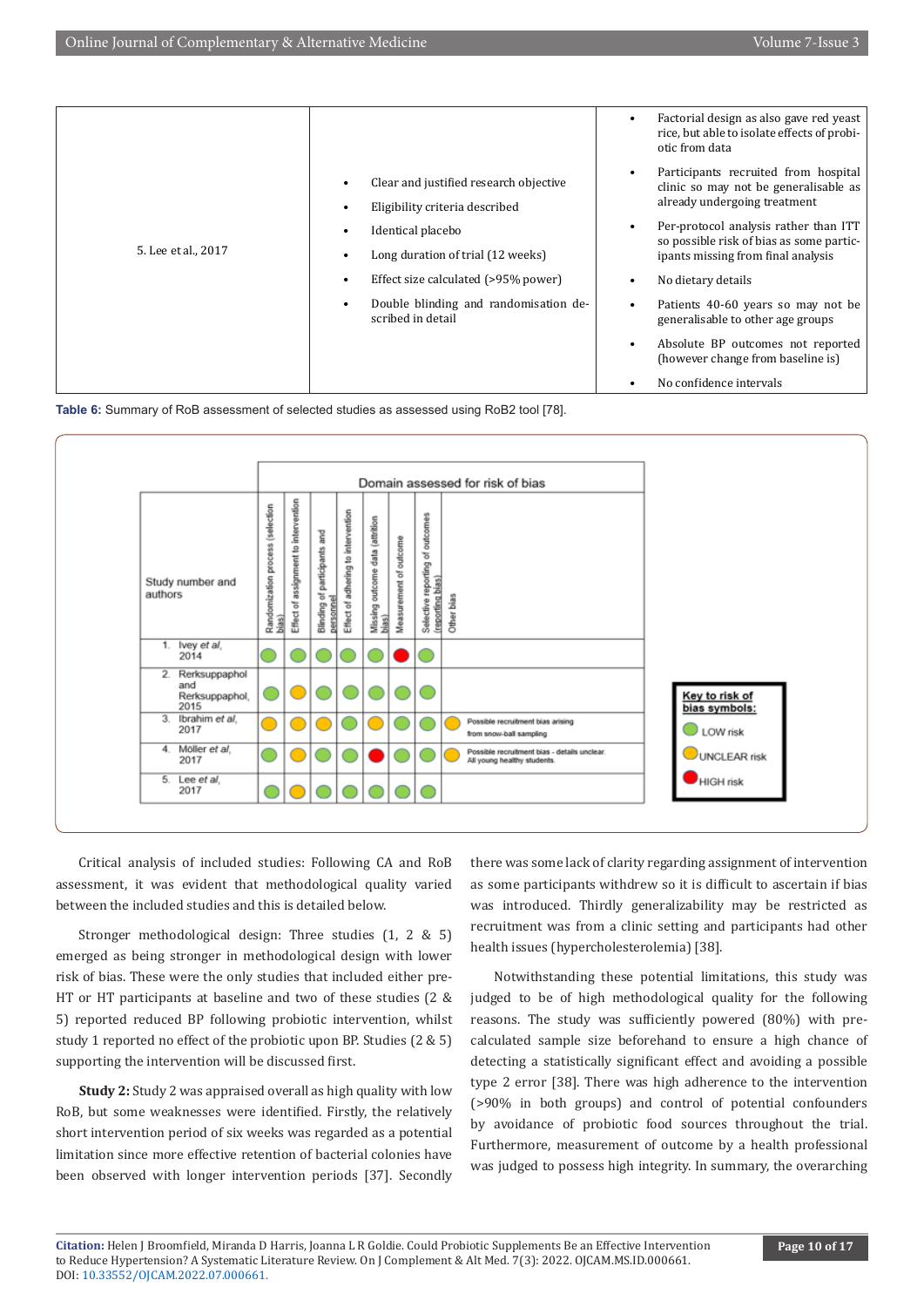| | | |
|---|---|---|
| 5. Lee et al., 2017 | • Clear and justified research objective<br>• Eligibility criteria described<br>• Identical placebo<br>• Long duration of trial (12 weeks)<br>• Effect size calculated (>95% power)<br>• Double blinding and randomisation described in detail | • Factorial design as also gave red yeast rice, but able to isolate effects of probiotic from data<br>• Participants recruited from hospital clinic so may not be generalisable as already undergoing treatment<br>• Per-protocol analysis rather than ITT so possible risk of bias as some participants missing from final analysis<br>• No dietary details<br>• Patients 40-60 years so may not be generalisable to other age groups<br>• Absolute BP outcomes not reported (however change from baseline is)<br>• No confidence intervals |

**Table 6:** Summary of RoB assessment of selected studies as assessed using RoB2 tool [78].

| Study number and authors | Randomization process (selection bias) | Effect of assignment to intervention | Blinding of participants and personnel | Effect of adhering to intervention | Missing outcome data (attrition bias) | Measurement of outcome | Selective reporting of outcomes (reporting bias) | Other bias |
|---|---|---|---|---|---|---|---|---|
| 1. Ivey *et al*, 2014 | LOW | LOW | LOW | LOW | LOW | HIGH | LOW | |
| 2. Rerksuppaphol and Rerksuppaphol, 2015 | LOW | UNCLEAR | LOW | LOW | LOW | LOW | LOW | |
| 3. Ibrahim *et al*, 2017 | UNCLEAR | UNCLEAR | UNCLEAR | LOW | UNCLEAR | LOW | LOW | UNCLEAR – Possible recruitment bias arising from snow-ball sampling |
| 4. Möller *et al*, 2017 | LOW | UNCLEAR | LOW | LOW | HIGH | LOW | LOW | UNCLEAR – Possible recruitment bias - details unclear. All young healthy students. |
| 5. Lee *et al*, 2017 | LOW | UNCLEAR | LOW | LOW | LOW | LOW | LOW | |

Key to risk of bias symbols: LOW risk (green); UNCLEAR risk (yellow); HIGH risk (red)

Critical analysis of included studies: Following CA and RoB assessment, it was evident that methodological quality varied between the included studies and this is detailed below.

Stronger methodological design: Three studies (1, 2 & 5) emerged as being stronger in methodological design with lower risk of bias. These were the only studies that included either pre-HT or HT participants at baseline and two of these studies (2 & 5) reported reduced BP following probiotic intervention, whilst study 1 reported no effect of the probiotic upon BP. Studies (2 & 5) supporting the intervention will be discussed first.

**Study 2:** Study 2 was appraised overall as high quality with low RoB, but some weaknesses were identified. Firstly, the relatively short intervention period of six weeks was regarded as a potential limitation since more effective retention of bacterial colonies have been observed with longer intervention periods [37]. Secondly there was some lack of clarity regarding assignment of intervention as some participants withdrew so it is difficult to ascertain if bias was introduced. Thirdly generalizability may be restricted as recruitment was from a clinic setting and participants had other health issues (hypercholesterolemia) [38].

Notwithstanding these potential limitations, this study was judged to be of high methodological quality for the following reasons. The study was sufficiently powered (80%) with pre-calculated sample size beforehand to ensure a high chance of detecting a statistically significant effect and avoiding a possible type 2 error [38]. There was high adherence to the intervention (>90% in both groups) and control of potential confounders by avoidance of probiotic food sources throughout the trial. Furthermore, measurement of outcome by a health professional was judged to possess high integrity. In summary, the overarching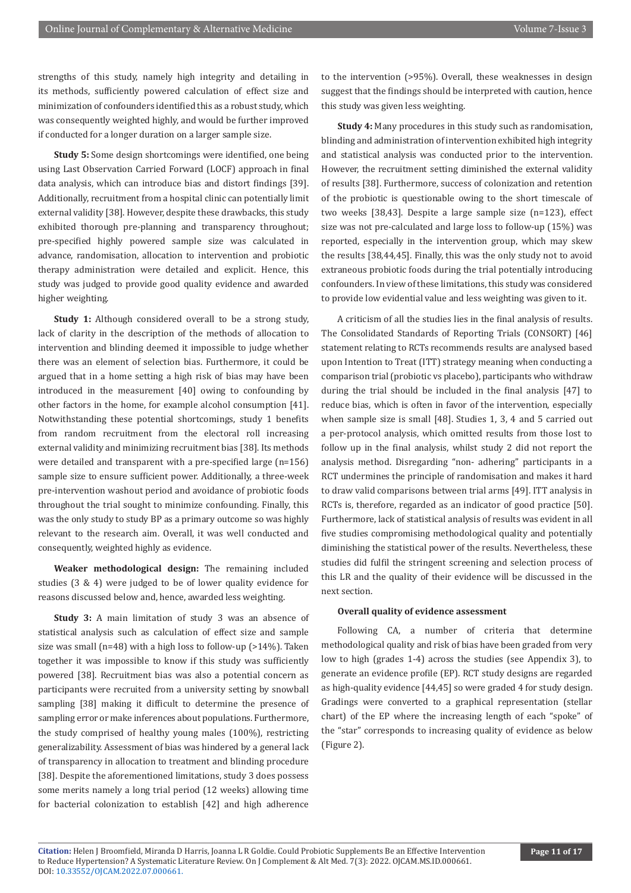strengths of this study, namely high integrity and detailing in its methods, sufficiently powered calculation of effect size and minimization of confounders identified this as a robust study, which was consequently weighted highly, and would be further improved if conducted for a longer duration on a larger sample size.

**Study 5:** Some design shortcomings were identified, one being using Last Observation Carried Forward (LOCF) approach in final data analysis, which can introduce bias and distort findings [39]. Additionally, recruitment from a hospital clinic can potentially limit external validity [38]. However, despite these drawbacks, this study exhibited thorough pre-planning and transparency throughout; pre-specified highly powered sample size was calculated in advance, randomisation, allocation to intervention and probiotic therapy administration were detailed and explicit. Hence, this study was judged to provide good quality evidence and awarded higher weighting.

**Study 1:** Although considered overall to be a strong study, lack of clarity in the description of the methods of allocation to intervention and blinding deemed it impossible to judge whether there was an element of selection bias. Furthermore, it could be argued that in a home setting a high risk of bias may have been introduced in the measurement [40] owing to confounding by other factors in the home, for example alcohol consumption [41]. Notwithstanding these potential shortcomings, study 1 benefits from random recruitment from the electoral roll increasing external validity and minimizing recruitment bias [38]. Its methods were detailed and transparent with a pre-specified large (n=156) sample size to ensure sufficient power. Additionally, a three-week pre-intervention washout period and avoidance of probiotic foods throughout the trial sought to minimize confounding. Finally, this was the only study to study BP as a primary outcome so was highly relevant to the research aim. Overall, it was well conducted and consequently, weighted highly as evidence.

**Weaker methodological design:** The remaining included studies (3 & 4) were judged to be of lower quality evidence for reasons discussed below and, hence, awarded less weighting.

**Study 3:** A main limitation of study 3 was an absence of statistical analysis such as calculation of effect size and sample size was small (n=48) with a high loss to follow-up (>14%). Taken together it was impossible to know if this study was sufficiently powered [38]. Recruitment bias was also a potential concern as participants were recruited from a university setting by snowball sampling [38] making it difficult to determine the presence of sampling error or make inferences about populations. Furthermore, the study comprised of healthy young males (100%), restricting generalizability. Assessment of bias was hindered by a general lack of transparency in allocation to treatment and blinding procedure [38]. Despite the aforementioned limitations, study 3 does possess some merits namely a long trial period (12 weeks) allowing time for bacterial colonization to establish [42] and high adherence to the intervention (>95%). Overall, these weaknesses in design suggest that the findings should be interpreted with caution, hence this study was given less weighting.

**Study 4:** Many procedures in this study such as randomisation, blinding and administration of intervention exhibited high integrity and statistical analysis was conducted prior to the intervention. However, the recruitment setting diminished the external validity of results [38]. Furthermore, success of colonization and retention of the probiotic is questionable owing to the short timescale of two weeks [38,43]. Despite a large sample size (n=123), effect size was not pre-calculated and large loss to follow-up (15%) was reported, especially in the intervention group, which may skew the results [38,44,45]. Finally, this was the only study not to avoid extraneous probiotic foods during the trial potentially introducing confounders. In view of these limitations, this study was considered to provide low evidential value and less weighting was given to it.

A criticism of all the studies lies in the final analysis of results. The Consolidated Standards of Reporting Trials (CONSORT) [46] statement relating to RCTs recommends results are analysed based upon Intention to Treat (ITT) strategy meaning when conducting a comparison trial (probiotic vs placebo), participants who withdraw during the trial should be included in the final analysis [47] to reduce bias, which is often in favor of the intervention, especially when sample size is small [48]. Studies 1, 3, 4 and 5 carried out a per-protocol analysis, which omitted results from those lost to follow up in the final analysis, whilst study 2 did not report the analysis method. Disregarding "non- adhering" participants in a RCT undermines the principle of randomisation and makes it hard to draw valid comparisons between trial arms [49]. ITT analysis in RCTs is, therefore, regarded as an indicator of good practice [50]. Furthermore, lack of statistical analysis of results was evident in all five studies compromising methodological quality and potentially diminishing the statistical power of the results. Nevertheless, these studies did fulfil the stringent screening and selection process of this LR and the quality of their evidence will be discussed in the next section.

**Overall quality of evidence assessment**

Following CA, a number of criteria that determine methodological quality and risk of bias have been graded from very low to high (grades 1-4) across the studies (see Appendix 3), to generate an evidence profile (EP). RCT study designs are regarded as high-quality evidence [44,45] so were graded 4 for study design. Gradings were converted to a graphical representation (stellar chart) of the EP where the increasing length of each "spoke" of the "star" corresponds to increasing quality of evidence as below (Figure 2).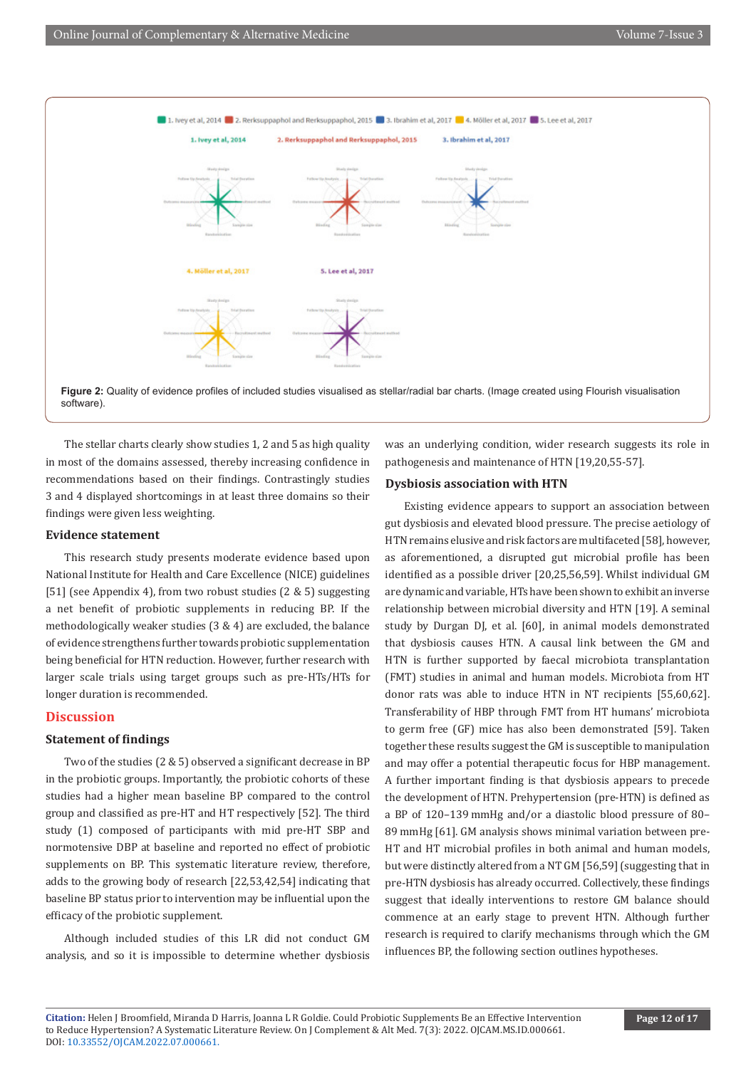**Figure 2:** Quality of evidence profiles of included studies visualised as stellar/radial bar charts. (Image created using Flourish visualisation software).

The stellar charts clearly show studies 1, 2 and 5 as high quality in most of the domains assessed, thereby increasing confidence in recommendations based on their findings. Contrastingly studies 3 and 4 displayed shortcomings in at least three domains so their findings were given less weighting.

### Evidence statement

This research study presents moderate evidence based upon National Institute for Health and Care Excellence (NICE) guidelines [51] (see Appendix 4), from two robust studies (2 & 5) suggesting a net benefit of probiotic supplements in reducing BP. If the methodologically weaker studies (3 & 4) are excluded, the balance of evidence strengthens further towards probiotic supplementation being beneficial for HTN reduction. However, further research with larger scale trials using target groups such as pre-HTs/HTs for longer duration is recommended.

## Discussion

### Statement of findings

Two of the studies (2 & 5) observed a significant decrease in BP in the probiotic groups. Importantly, the probiotic cohorts of these studies had a higher mean baseline BP compared to the control group and classified as pre-HT and HT respectively [52]. The third study (1) composed of participants with mid pre-HT SBP and normotensive DBP at baseline and reported no effect of probiotic supplements on BP. This systematic literature review, therefore, adds to the growing body of research [22,53,42,54] indicating that baseline BP status prior to intervention may be influential upon the efficacy of the probiotic supplement.

Although included studies of this LR did not conduct GM analysis, and so it is impossible to determine whether dysbiosis was an underlying condition, wider research suggests its role in pathogenesis and maintenance of HTN [19,20,55-57].

### Dysbiosis association with HTN

Existing evidence appears to support an association between gut dysbiosis and elevated blood pressure. The precise aetiology of HTN remains elusive and risk factors are multifaceted [58], however, as aforementioned, a disrupted gut microbial profile has been identified as a possible driver [20,25,56,59]. Whilst individual GM are dynamic and variable, HTs have been shown to exhibit an inverse relationship between microbial diversity and HTN [19]. A seminal study by Durgan DJ, et al. [60], in animal models demonstrated that dysbiosis causes HTN. A causal link between the GM and HTN is further supported by faecal microbiota transplantation (FMT) studies in animal and human models. Microbiota from HT donor rats was able to induce HTN in NT recipients [55,60,62]. Transferability of HBP through FMT from HT humans' microbiota to germ free (GF) mice has also been demonstrated [59]. Taken together these results suggest the GM is susceptible to manipulation and may offer a potential therapeutic focus for HBP management. A further important finding is that dysbiosis appears to precede the development of HTN. Prehypertension (pre-HTN) is defined as a BP of 120–139 mmHg and/or a diastolic blood pressure of 80–89 mmHg [61]. GM analysis shows minimal variation between pre-HT and HT microbial profiles in both animal and human models, but were distinctly altered from a NT GM [56,59] (suggesting that in pre-HTN dysbiosis has already occurred. Collectively, these findings suggest that ideally interventions to restore GM balance should commence at an early stage to prevent HTN. Although further research is required to clarify mechanisms through which the GM influences BP, the following section outlines hypotheses.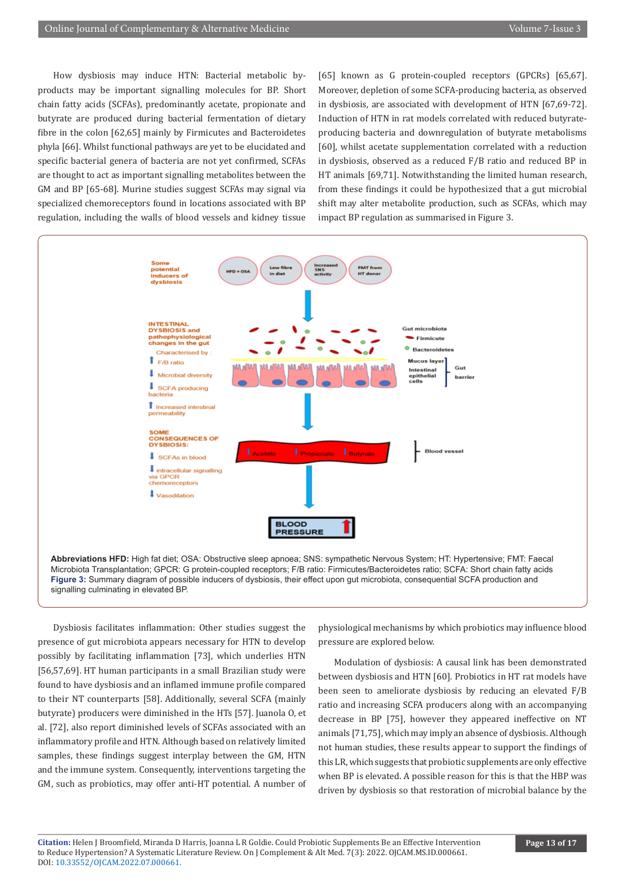How dysbiosis may induce HTN: Bacterial metabolic by-products may be important signalling molecules for BP. Short chain fatty acids (SCFAs), predominantly acetate, propionate and butyrate are produced during bacterial fermentation of dietary fibre in the colon [62,65] mainly by Firmicutes and Bacteroidetes phyla [66]. Whilst functional pathways are yet to be elucidated and specific bacterial genera of bacteria are not yet confirmed, SCFAs are thought to act as important signalling metabolites between the GM and BP [65-68]. Murine studies suggest SCFAs may signal via specialized chemoreceptors found in locations associated with BP regulation, including the walls of blood vessels and kidney tissue [65] known as G protein-coupled receptors (GPCRs) [65,67]. Moreover, depletion of some SCFA-producing bacteria, as observed in dysbiosis, are associated with development of HTN [67,69-72]. Induction of HTN in rat models correlated with reduced butyrate-producing bacteria and downregulation of butyrate metabolisms [60], whilst acetate supplementation correlated with a reduction in dysbiosis, observed as a reduced F/B ratio and reduced BP in HT animals [69,71]. Notwithstanding the limited human research, from these findings it could be hypothesized that a gut microbial shift may alter metabolite production, such as SCFAs, which may impact BP regulation as summarised in Figure 3.

**Abbreviations HFD:** High fat diet; OSA: Obstructive sleep apnoea; SNS: sympathetic Nervous System; HT: Hypertensive; FMT: Faecal Microbiota Transplantation; GPCR: G protein-coupled receptors; F/B ratio: Firmicutes/Bacteroidetes ratio; SCFA: Short chain fatty acids

**Figure 3:** Summary diagram of possible inducers of dysbiosis, their effect upon gut microbiota, consequential SCFA production and signalling culminating in elevated BP.

Dysbiosis facilitates inflammation: Other studies suggest the presence of gut microbiota appears necessary for HTN to develop possibly by facilitating inflammation [73], which underlies HTN [56,57,69]. HT human participants in a small Brazilian study were found to have dysbiosis and an inflamed immune profile compared to their NT counterparts [58]. Additionally, several SCFA (mainly butyrate) producers were diminished in the HTs [57]. Juanola O, et al. [72], also report diminished levels of SCFAs associated with an inflammatory profile and HTN. Although based on relatively limited samples, these findings suggest interplay between the GM, HTN and the immune system. Consequently, interventions targeting the GM, such as probiotics, may offer anti-HT potential. A number of physiological mechanisms by which probiotics may influence blood pressure are explored below.

Modulation of dysbiosis: A causal link has been demonstrated between dysbiosis and HTN [60]. Probiotics in HT rat models have been seen to ameliorate dysbiosis by reducing an elevated F/B ratio and increasing SCFA producers along with an accompanying decrease in BP [75], however they appeared ineffective on NT animals [71,75], which may imply an absence of dysbiosis. Although not human studies, these results appear to support the findings of this LR, which suggests that probiotic supplements are only effective when BP is elevated. A possible reason for this is that the HBP was driven by dysbiosis so that restoration of microbial balance by the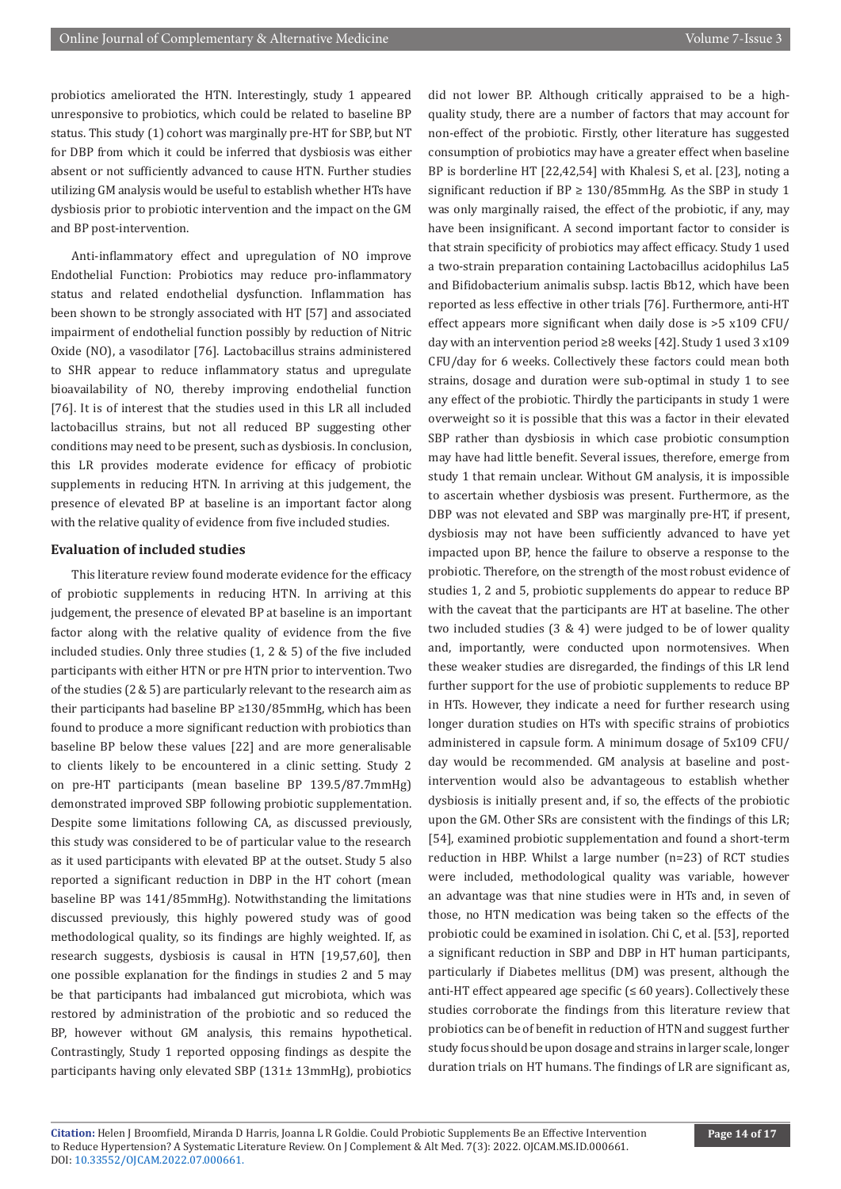probiotics ameliorated the HTN. Interestingly, study 1 appeared unresponsive to probiotics, which could be related to baseline BP status. This study (1) cohort was marginally pre-HT for SBP, but NT for DBP from which it could be inferred that dysbiosis was either absent or not sufficiently advanced to cause HTN. Further studies utilizing GM analysis would be useful to establish whether HTs have dysbiosis prior to probiotic intervention and the impact on the GM and BP post-intervention.

Anti-inflammatory effect and upregulation of NO improve Endothelial Function: Probiotics may reduce pro-inflammatory status and related endothelial dysfunction. Inflammation has been shown to be strongly associated with HT [57] and associated impairment of endothelial function possibly by reduction of Nitric Oxide (NO), a vasodilator [76]. Lactobacillus strains administered to SHR appear to reduce inflammatory status and upregulate bioavailability of NO, thereby improving endothelial function [76]. It is of interest that the studies used in this LR all included lactobacillus strains, but not all reduced BP suggesting other conditions may need to be present, such as dysbiosis. In conclusion, this LR provides moderate evidence for efficacy of probiotic supplements in reducing HTN. In arriving at this judgement, the presence of elevated BP at baseline is an important factor along with the relative quality of evidence from five included studies.

### Evaluation of included studies

This literature review found moderate evidence for the efficacy of probiotic supplements in reducing HTN. In arriving at this judgement, the presence of elevated BP at baseline is an important factor along with the relative quality of evidence from the five included studies. Only three studies (1, 2 & 5) of the five included participants with either HTN or pre HTN prior to intervention. Two of the studies (2 & 5) are particularly relevant to the research aim as their participants had baseline BP ≥130/85mmHg, which has been found to produce a more significant reduction with probiotics than baseline BP below these values [22] and are more generalisable to clients likely to be encountered in a clinic setting. Study 2 on pre-HT participants (mean baseline BP 139.5/87.7mmHg) demonstrated improved SBP following probiotic supplementation. Despite some limitations following CA, as discussed previously, this study was considered to be of particular value to the research as it used participants with elevated BP at the outset. Study 5 also reported a significant reduction in DBP in the HT cohort (mean baseline BP was 141/85mmHg). Notwithstanding the limitations discussed previously, this highly powered study was of good methodological quality, so its findings are highly weighted. If, as research suggests, dysbiosis is causal in HTN [19,57,60], then one possible explanation for the findings in studies 2 and 5 may be that participants had imbalanced gut microbiota, which was restored by administration of the probiotic and so reduced the BP, however without GM analysis, this remains hypothetical. Contrastingly, Study 1 reported opposing findings as despite the participants having only elevated SBP (131± 13mmHg), probiotics did not lower BP. Although critically appraised to be a high-quality study, there are a number of factors that may account for non-effect of the probiotic. Firstly, other literature has suggested consumption of probiotics may have a greater effect when baseline BP is borderline HT [22,42,54] with Khalesi S, et al. [23], noting a significant reduction if BP ≥ 130/85mmHg. As the SBP in study 1 was only marginally raised, the effect of the probiotic, if any, may have been insignificant. A second important factor to consider is that strain specificity of probiotics may affect efficacy. Study 1 used a two-strain preparation containing Lactobacillus acidophilus La5 and Bifidobacterium animalis subsp. lactis Bb12, which have been reported as less effective in other trials [76]. Furthermore, anti-HT effect appears more significant when daily dose is >5 x109 CFU/day with an intervention period ≥8 weeks [42]. Study 1 used 3 x109 CFU/day for 6 weeks. Collectively these factors could mean both strains, dosage and duration were sub-optimal in study 1 to see any effect of the probiotic. Thirdly the participants in study 1 were overweight so it is possible that this was a factor in their elevated SBP rather than dysbiosis in which case probiotic consumption may have had little benefit. Several issues, therefore, emerge from study 1 that remain unclear. Without GM analysis, it is impossible to ascertain whether dysbiosis was present. Furthermore, as the DBP was not elevated and SBP was marginally pre-HT, if present, dysbiosis may not have been sufficiently advanced to have yet impacted upon BP, hence the failure to observe a response to the probiotic. Therefore, on the strength of the most robust evidence of studies 1, 2 and 5, probiotic supplements do appear to reduce BP with the caveat that the participants are HT at baseline. The other two included studies (3 & 4) were judged to be of lower quality and, importantly, were conducted upon normotensives. When these weaker studies are disregarded, the findings of this LR lend further support for the use of probiotic supplements to reduce BP in HTs. However, they indicate a need for further research using longer duration studies on HTs with specific strains of probiotics administered in capsule form. A minimum dosage of 5x109 CFU/day would be recommended. GM analysis at baseline and post-intervention would also be advantageous to establish whether dysbiosis is initially present and, if so, the effects of the probiotic upon the GM. Other SRs are consistent with the findings of this LR; [54], examined probiotic supplementation and found a short-term reduction in HBP. Whilst a large number (n=23) of RCT studies were included, methodological quality was variable, however an advantage was that nine studies were in HTs and, in seven of those, no HTN medication was being taken so the effects of the probiotic could be examined in isolation. Chi C, et al. [53], reported a significant reduction in SBP and DBP in HT human participants, particularly if Diabetes mellitus (DM) was present, although the anti-HT effect appeared age specific (≤ 60 years). Collectively these studies corroborate the findings from this literature review that probiotics can be of benefit in reduction of HTN and suggest further study focus should be upon dosage and strains in larger scale, longer duration trials on HT humans. The findings of LR are significant as,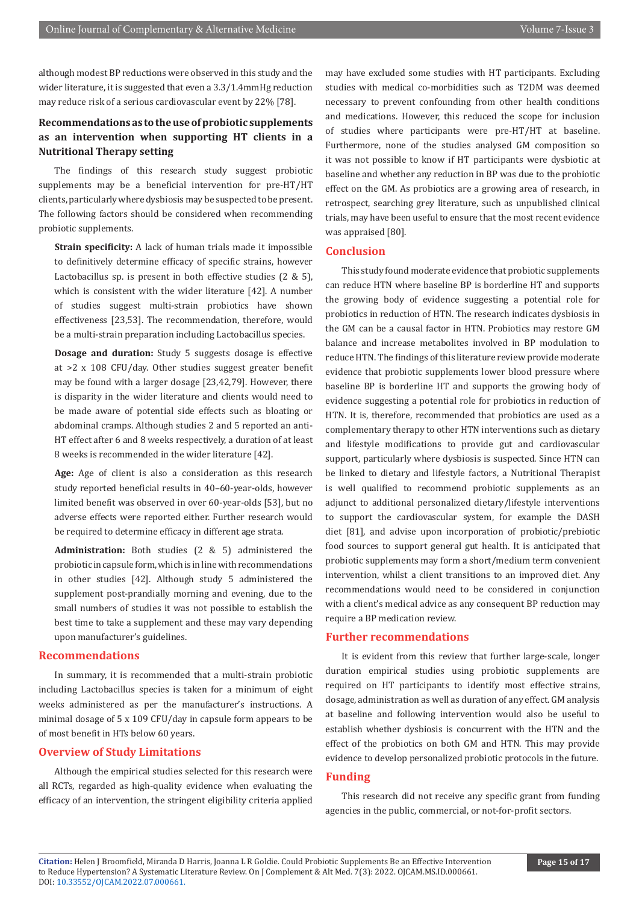although modest BP reductions were observed in this study and the wider literature, it is suggested that even a 3.3/1.4mmHg reduction may reduce risk of a serious cardiovascular event by 22% [78].

### Recommendations as to the use of probiotic supplements as an intervention when supporting HT clients in a Nutritional Therapy setting

The findings of this research study suggest probiotic supplements may be a beneficial intervention for pre-HT/HT clients, particularly where dysbiosis may be suspected to be present. The following factors should be considered when recommending probiotic supplements.

**Strain specificity:** A lack of human trials made it impossible to definitively determine efficacy of specific strains, however Lactobacillus sp. is present in both effective studies (2 & 5), which is consistent with the wider literature [42]. A number of studies suggest multi-strain probiotics have shown effectiveness [23,53]. The recommendation, therefore, would be a multi-strain preparation including Lactobacillus species.

**Dosage and duration:** Study 5 suggests dosage is effective at >2 x 108 CFU/day. Other studies suggest greater benefit may be found with a larger dosage [23,42,79]. However, there is disparity in the wider literature and clients would need to be made aware of potential side effects such as bloating or abdominal cramps. Although studies 2 and 5 reported an anti-HT effect after 6 and 8 weeks respectively, a duration of at least 8 weeks is recommended in the wider literature [42].

**Age:** Age of client is also a consideration as this research study reported beneficial results in 40–60-year-olds, however limited benefit was observed in over 60-year-olds [53], but no adverse effects were reported either. Further research would be required to determine efficacy in different age strata.

**Administration:** Both studies (2 & 5) administered the probiotic in capsule form, which is in line with recommendations in other studies [42]. Although study 5 administered the supplement post-prandially morning and evening, due to the small numbers of studies it was not possible to establish the best time to take a supplement and these may vary depending upon manufacturer's guidelines.

## Recommendations

In summary, it is recommended that a multi-strain probiotic including Lactobacillus species is taken for a minimum of eight weeks administered as per the manufacturer's instructions. A minimal dosage of 5 x 109 CFU/day in capsule form appears to be of most benefit in HTs below 60 years.

## Overview of Study Limitations

Although the empirical studies selected for this research were all RCTs, regarded as high-quality evidence when evaluating the efficacy of an intervention, the stringent eligibility criteria applied may have excluded some studies with HT participants. Excluding studies with medical co-morbidities such as T2DM was deemed necessary to prevent confounding from other health conditions and medications. However, this reduced the scope for inclusion of studies where participants were pre-HT/HT at baseline. Furthermore, none of the studies analysed GM composition so it was not possible to know if HT participants were dysbiotic at baseline and whether any reduction in BP was due to the probiotic effect on the GM. As probiotics are a growing area of research, in retrospect, searching grey literature, such as unpublished clinical trials, may have been useful to ensure that the most recent evidence was appraised [80].

## Conclusion

This study found moderate evidence that probiotic supplements can reduce HTN where baseline BP is borderline HT and supports the growing body of evidence suggesting a potential role for probiotics in reduction of HTN. The research indicates dysbiosis in the GM can be a causal factor in HTN. Probiotics may restore GM balance and increase metabolites involved in BP modulation to reduce HTN. The findings of this literature review provide moderate evidence that probiotic supplements lower blood pressure where baseline BP is borderline HT and supports the growing body of evidence suggesting a potential role for probiotics in reduction of HTN. It is, therefore, recommended that probiotics are used as a complementary therapy to other HTN interventions such as dietary and lifestyle modifications to provide gut and cardiovascular support, particularly where dysbiosis is suspected. Since HTN can be linked to dietary and lifestyle factors, a Nutritional Therapist is well qualified to recommend probiotic supplements as an adjunct to additional personalized dietary/lifestyle interventions to support the cardiovascular system, for example the DASH diet [81], and advise upon incorporation of probiotic/prebiotic food sources to support general gut health. It is anticipated that probiotic supplements may form a short/medium term convenient intervention, whilst a client transitions to an improved diet. Any recommendations would need to be considered in conjunction with a client's medical advice as any consequent BP reduction may require a BP medication review.

## Further recommendations

It is evident from this review that further large-scale, longer duration empirical studies using probiotic supplements are required on HT participants to identify most effective strains, dosage, administration as well as duration of any effect. GM analysis at baseline and following intervention would also be useful to establish whether dysbiosis is concurrent with the HTN and the effect of the probiotics on both GM and HTN. This may provide evidence to develop personalized probiotic protocols in the future.

## Funding

This research did not receive any specific grant from funding agencies in the public, commercial, or not-for-profit sectors.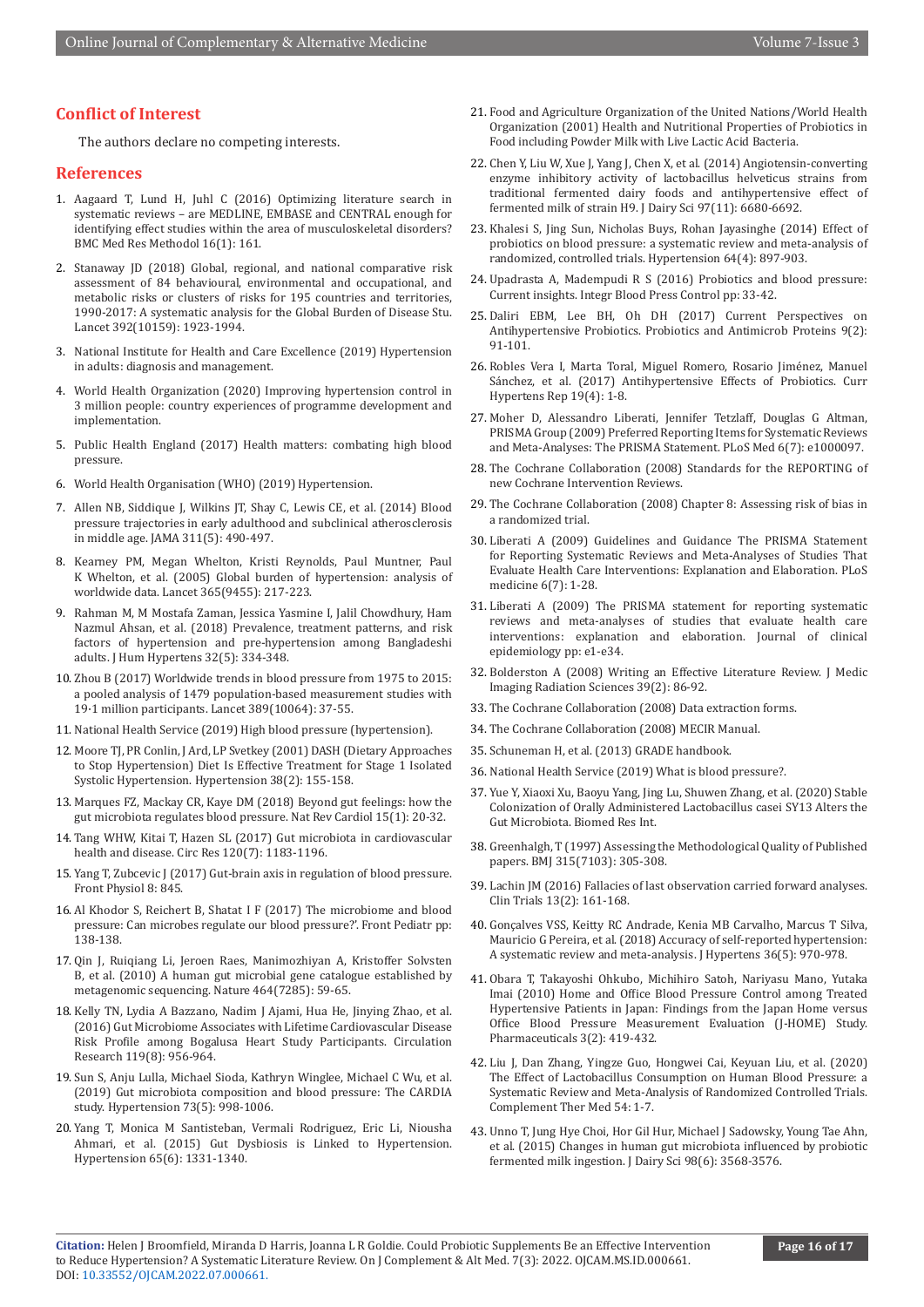## Conflict of Interest

The authors declare no competing interests.

## References

1. Aagaard T, Lund H, Juhl C (2016) Optimizing literature search in systematic reviews – are MEDLINE, EMBASE and CENTRAL enough for identifying effect studies within the area of musculoskeletal disorders? BMC Med Res Methodol 16(1): 161.
2. Stanaway JD (2018) Global, regional, and national comparative risk assessment of 84 behavioural, environmental and occupational, and metabolic risks or clusters of risks for 195 countries and territories, 1990-2017: A systematic analysis for the Global Burden of Disease Stu. Lancet 392(10159): 1923-1994.
3. National Institute for Health and Care Excellence (2019) Hypertension in adults: diagnosis and management.
4. World Health Organization (2020) Improving hypertension control in 3 million people: country experiences of programme development and implementation.
5. Public Health England (2017) Health matters: combating high blood pressure.
6. World Health Organisation (WHO) (2019) Hypertension.
7. Allen NB, Siddique J, Wilkins JT, Shay C, Lewis CE, et al. (2014) Blood pressure trajectories in early adulthood and subclinical atherosclerosis in middle age. JAMA 311(5): 490-497.
8. Kearney PM, Megan Whelton, Kristi Reynolds, Paul Muntner, Paul K Whelton, et al. (2005) Global burden of hypertension: analysis of worldwide data. Lancet 365(9455): 217-223.
9. Rahman M, M Mostafa Zaman, Jessica Yasmine I, Jalil Chowdhury, Ham Nazmul Ahsan, et al. (2018) Prevalence, treatment patterns, and risk factors of hypertension and pre-hypertension among Bangladeshi adults. J Hum Hypertens 32(5): 334-348.
10. Zhou B (2017) Worldwide trends in blood pressure from 1975 to 2015: a pooled analysis of 1479 population-based measurement studies with 19·1 million participants. Lancet 389(10064): 37-55.
11. National Health Service (2019) High blood pressure (hypertension).
12. Moore TJ, PR Conlin, J Ard, LP Svetkey (2001) DASH (Dietary Approaches to Stop Hypertension) Diet Is Effective Treatment for Stage 1 Isolated Systolic Hypertension. Hypertension 38(2): 155-158.
13. Marques FZ, Mackay CR, Kaye DM (2018) Beyond gut feelings: how the gut microbiota regulates blood pressure. Nat Rev Cardiol 15(1): 20-32.
14. Tang WHW, Kitai T, Hazen SL (2017) Gut microbiota in cardiovascular health and disease. Circ Res 120(7): 1183-1196.
15. Yang T, Zubcevic J (2017) Gut-brain axis in regulation of blood pressure. Front Physiol 8: 845.
16. Al Khodor S, Reichert B, Shatat I F (2017) The microbiome and blood pressure: Can microbes regulate our blood pressure?'. Front Pediatr pp: 138-138.
17. Qin J, Ruiqiang Li, Jeroen Raes, Manimozhiyan A, Kristoffer Solvsten B, et al. (2010) A human gut microbial gene catalogue established by metagenomic sequencing. Nature 464(7285): 59-65.
18. Kelly TN, Lydia A Bazzano, Nadim J Ajami, Hua He, Jinying Zhao, et al. (2016) Gut Microbiome Associates with Lifetime Cardiovascular Disease Risk Profile among Bogalusa Heart Study Participants. Circulation Research 119(8): 956-964.
19. Sun S, Anju Lulla, Michael Sioda, Kathryn Winglee, Michael C Wu, et al. (2019) Gut microbiota composition and blood pressure: The CARDIA study. Hypertension 73(5): 998-1006.
20. Yang T, Monica M Santisteban, Vermali Rodriguez, Eric Li, Niousha Ahmari, et al. (2015) Gut Dysbiosis is Linked to Hypertension. Hypertension 65(6): 1331-1340.
21. Food and Agriculture Organization of the United Nations/World Health Organization (2001) Health and Nutritional Properties of Probiotics in Food including Powder Milk with Live Lactic Acid Bacteria.
22. Chen Y, Liu W, Xue J, Yang J, Chen X, et al. (2014) Angiotensin-converting enzyme inhibitory activity of lactobacillus helveticus strains from traditional fermented dairy foods and antihypertensive effect of fermented milk of strain H9. J Dairy Sci 97(11): 6680-6692.
23. Khalesi S, Jing Sun, Nicholas Buys, Rohan Jayasinghe (2014) Effect of probiotics on blood pressure: a systematic review and meta-analysis of randomized, controlled trials. Hypertension 64(4): 897-903.
24. Upadrasta A, Madempudi R S (2016) Probiotics and blood pressure: Current insights. Integr Blood Press Control pp: 33-42.
25. Daliri EBM, Lee BH, Oh DH (2017) Current Perspectives on Antihypertensive Probiotics. Probiotics and Antimicrob Proteins 9(2): 91-101.
26. Robles Vera I, Marta Toral, Miguel Romero, Rosario Jiménez, Manuel Sánchez, et al. (2017) Antihypertensive Effects of Probiotics. Curr Hypertens Rep 19(4): 1-8.
27. Moher D, Alessandro Liberati, Jennifer Tetzlaff, Douglas G Altman, PRISMA Group (2009) Preferred Reporting Items for Systematic Reviews and Meta-Analyses: The PRISMA Statement. PLoS Med 6(7): e1000097.
28. The Cochrane Collaboration (2008) Standards for the REPORTING of new Cochrane Intervention Reviews.
29. The Cochrane Collaboration (2008) Chapter 8: Assessing risk of bias in a randomized trial.
30. Liberati A (2009) Guidelines and Guidance The PRISMA Statement for Reporting Systematic Reviews and Meta-Analyses of Studies That Evaluate Health Care Interventions: Explanation and Elaboration. PLoS medicine 6(7): 1-28.
31. Liberati A (2009) The PRISMA statement for reporting systematic reviews and meta-analyses of studies that evaluate health care interventions: explanation and elaboration. Journal of clinical epidemiology pp: e1-e34.
32. Bolderston A (2008) Writing an Effective Literature Review. J Medic Imaging Radiation Sciences 39(2): 86-92.
33. The Cochrane Collaboration (2008) Data extraction forms.
34. The Cochrane Collaboration (2008) MECIR Manual.
35. Schuneman H, et al. (2013) GRADE handbook.
36. National Health Service (2019) What is blood pressure?.
37. Yue Y, Xiaoxi Xu, Baoyu Yang, Jing Lu, Shuwen Zhang, et al. (2020) Stable Colonization of Orally Administered Lactobacillus casei SY13 Alters the Gut Microbiota. Biomed Res Int.
38. Greenhalgh, T (1997) Assessing the Methodological Quality of Published papers. BMJ 315(7103): 305-308.
39. Lachin JM (2016) Fallacies of last observation carried forward analyses. Clin Trials 13(2): 161-168.
40. Gonçalves VSS, Keitty RC Andrade, Kenia MB Carvalho, Marcus T Silva, Mauricio G Pereira, et al. (2018) Accuracy of self-reported hypertension: A systematic review and meta-analysis. J Hypertens 36(5): 970-978.
41. Obara T, Takayoshi Ohkubo, Michihiro Satoh, Nariyasu Mano, Yutaka Imai (2010) Home and Office Blood Pressure Control among Treated Hypertensive Patients in Japan: Findings from the Japan Home versus Office Blood Pressure Measurement Evaluation (J-HOME) Study. Pharmaceuticals 3(2): 419-432.
42. Liu J, Dan Zhang, Yingze Guo, Hongwei Cai, Keyuan Liu, et al. (2020) The Effect of Lactobacillus Consumption on Human Blood Pressure: a Systematic Review and Meta-Analysis of Randomized Controlled Trials. Complement Ther Med 54: 1-7.
43. Unno T, Jung Hye Choi, Hor Gil Hur, Michael J Sadowsky, Young Tae Ahn, et al. (2015) Changes in human gut microbiota influenced by probiotic fermented milk ingestion. J Dairy Sci 98(6): 3568-3576.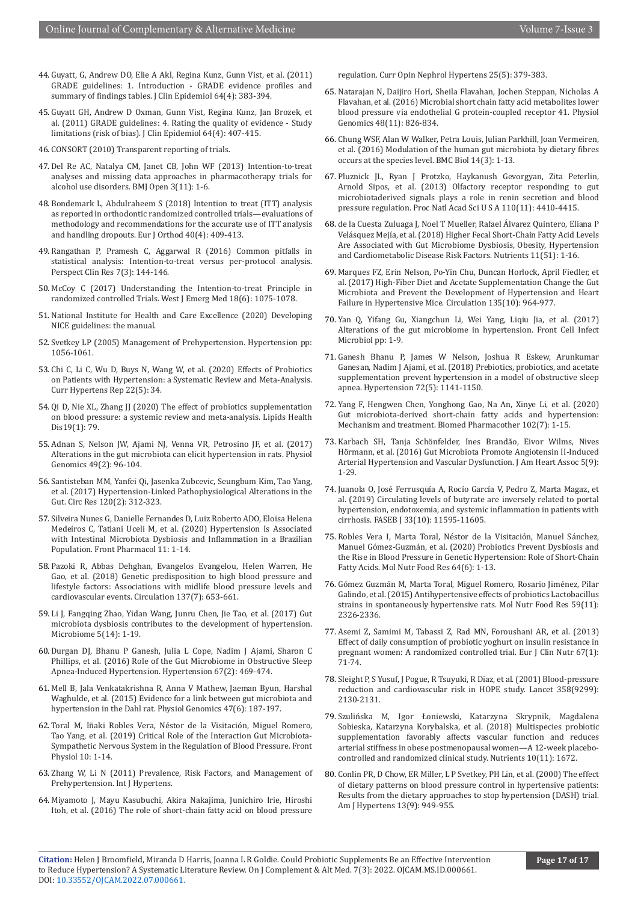44. Guyatt, G, Andrew DO, Elie A Akl, Regina Kunz, Gunn Vist, et al. (2011) GRADE guidelines: 1. Introduction - GRADE evidence profiles and summary of findings tables. J Clin Epidemiol 64(4): 383-394.

45. Guyatt GH, Andrew D Oxman, Gunn Vist, Regina Kunz, Jan Brozek, et al. (2011) GRADE guidelines: 4. Rating the quality of evidence - Study limitations (risk of bias). J Clin Epidemiol 64(4): 407-415.

46. CONSORT (2010) Transparent reporting of trials.

47. Del Re AC, Natalya CM, Janet CB, John WF (2013) Intention-to-treat analyses and missing data approaches in pharmacotherapy trials for alcohol use disorders. BMJ Open 3(11): 1-6.

48. Bondemark L, Abdulraheem S (2018) Intention to treat (ITT) analysis as reported in orthodontic randomized controlled trials—evaluations of methodology and recommendations for the accurate use of ITT analysis and handling dropouts. Eur J Orthod 40(4): 409-413.

49. Rangathan P, Pramesh C, Aggarwal R (2016) Common pitfalls in statistical analysis: Intention-to-treat versus per-protocol analysis. Perspect Clin Res 7(3): 144-146.

50. McCoy C (2017) Understanding the Intention-to-treat Principle in randomized controlled Trials. West J Emerg Med 18(6): 1075-1078.

51. National Institute for Health and Care Excellence (2020) Developing NICE guidelines: the manual.

52. Svetkey LP (2005) Management of Prehypertension. Hypertension pp: 1056-1061.

53. Chi C, Li C, Wu D, Buys N, Wang W, et al. (2020) Effects of Probiotics on Patients with Hypertension: a Systematic Review and Meta-Analysis. Curr Hypertens Rep 22(5): 34.

54. Qi D, Nie XL, Zhang JJ (2020) The effect of probiotics supplementation on blood pressure: a systemic review and meta-analysis. Lipids Health Dis19(1): 79.

55. Adnan S, Nelson JW, Ajami NJ, Venna VR, Petrosino JF, et al. (2017) Alterations in the gut microbiota can elicit hypertension in rats. Physiol Genomics 49(2): 96-104.

56. Santisteban MM, Yanfei Qi, Jasenka Zubcevic, Seungbum Kim, Tao Yang, et al. (2017) Hypertension-Linked Pathophysiological Alterations in the Gut. Circ Res 120(2): 312-323.

57. Silveira Nunes G, Danielle Fernandes D, Luiz Roberto ADO, Eloisa Helena Medeiros C, Tatiani Uceli M, et al. (2020) Hypertension Is Associated with Intestinal Microbiota Dysbiosis and Inflammation in a Brazilian Population. Front Pharmacol 11: 1-14.

58. Pazoki R, Abbas Dehghan, Evangelos Evangelou, Helen Warren, He Gao, et al. (2018) Genetic predisposition to high blood pressure and lifestyle factors: Associations with midlife blood pressure levels and cardiovascular events. Circulation 137(7): 653-661.

59. Li J, Fangqing Zhao, Yidan Wang, Junru Chen, Jie Tao, et al. (2017) Gut microbiota dysbiosis contributes to the development of hypertension. Microbiome 5(14): 1-19.

60. Durgan DJ, Bhanu P Ganesh, Julia L Cope, Nadim J Ajami, Sharon C Phillips, et al. (2016) Role of the Gut Microbiome in Obstructive Sleep Apnea-Induced Hypertension. Hypertension 67(2): 469-474.

61. Mell B, Jala Venkatakrishna R, Anna V Mathew, Jaeman Byun, Harshal Waghulde, et al. (2015) Evidence for a link between gut microbiota and hypertension in the Dahl rat. Physiol Genomics 47(6): 187-197.

62. Toral M, Iñaki Robles Vera, Néstor de la Visitación, Miguel Romero, Tao Yang, et al. (2019) Critical Role of the Interaction Gut Microbiota-Sympathetic Nervous System in the Regulation of Blood Pressure. Front Physiol 10: 1-14.

63. Zhang W, Li N (2011) Prevalence, Risk Factors, and Management of Prehypertension. Int J Hypertens.

64. Miyamoto J, Mayu Kasubuchi, Akira Nakajima, Junichiro Irie, Hiroshi Itoh, et al. (2016) The role of short-chain fatty acid on blood pressure regulation. Curr Opin Nephrol Hypertens 25(5): 379-383.

65. Natarajan N, Daijiro Hori, Sheila Flavahan, Jochen Steppan, Nicholas A Flavahan, et al. (2016) Microbial short chain fatty acid metabolites lower blood pressure via endothelial G protein-coupled receptor 41. Physiol Genomics 48(11): 826-834.

66. Chung WSF, Alan W Walker, Petra Louis, Julian Parkhill, Joan Vermeiren, et al. (2016) Modulation of the human gut microbiota by dietary fibres occurs at the species level. BMC Biol 14(3): 1-13.

67. Pluznick JL, Ryan J Protzko, Haykanush Gevorgyan, Zita Peterlin, Arnold Sipos, et al. (2013) Olfactory receptor responding to gut microbiotaderived signals plays a role in renin secretion and blood pressure regulation. Proc Natl Acad Sci U S A 110(11): 4410-4415.

68. de la Cuesta Zuluaga J, Noel T Mueller, Rafael Álvarez Quintero, Eliana P Velásquez Mejía, et al. (2018) Higher Fecal Short-Chain Fatty Acid Levels Are Associated with Gut Microbiome Dysbiosis, Obesity, Hypertension and Cardiometabolic Disease Risk Factors. Nutrients 11(51): 1-16.

69. Marques FZ, Erin Nelson, Po-Yin Chu, Duncan Horlock, April Fiedler, et al. (2017) High-Fiber Diet and Acetate Supplementation Change the Gut Microbiota and Prevent the Development of Hypertension and Heart Failure in Hypertensive Mice. Circulation 135(10): 964-977.

70. Yan Q, Yifang Gu, Xiangchun Li, Wei Yang, Liqiu Jia, et al. (2017) Alterations of the gut microbiome in hypertension. Front Cell Infect Microbiol pp: 1-9.

71. Ganesh Bhanu P, James W Nelson, Joshua R Eskew, Arunkumar Ganesan, Nadim J Ajami, et al. (2018) Prebiotics, probiotics, and acetate supplementation prevent hypertension in a model of obstructive sleep apnea. Hypertension 72(5): 1141-1150.

72. Yang F, Hengwen Chen, Yonghong Gao, Na An, Xinye Li, et al. (2020) Gut microbiota-derived short-chain fatty acids and hypertension: Mechanism and treatment. Biomed Pharmacother 102(7): 1-15.

73. Karbach SH, Tanja Schönfelder, Ines Brandão, Eivor Wilms, Nives Hörmann, et al. (2016) Gut Microbiota Promote Angiotensin II-Induced Arterial Hypertension and Vascular Dysfunction. J Am Heart Assoc 5(9): 1-29.

74. Juanola O, José Ferrusquía A, Rocío García V, Pedro Z, Marta Magaz, et al. (2019) Circulating levels of butyrate are inversely related to portal hypertension, endotoxemia, and systemic inflammation in patients with cirrhosis. FASEB J 33(10): 11595-11605.

75. Robles Vera I, Marta Toral, Néstor de la Visitación, Manuel Sánchez, Manuel Gómez-Guzmán, et al. (2020) Probiotics Prevent Dysbiosis and the Rise in Blood Pressure in Genetic Hypertension: Role of Short-Chain Fatty Acids. Mol Nutr Food Res 64(6): 1-13.

76. Gómez Guzmán M, Marta Toral, Miguel Romero, Rosario Jiménez, Pilar Galindo, et al. (2015) Antihypertensive effects of probiotics Lactobacillus strains in spontaneously hypertensive rats. Mol Nutr Food Res 59(11): 2326-2336.

77. Asemi Z, Samimi M, Tabassi Z, Rad MN, Foroushani AR, et al. (2013) Effect of daily consumption of probiotic yoghurt on insulin resistance in pregnant women: A randomized controlled trial. Eur J Clin Nutr 67(1): 71-74.

78. Sleight P, S Yusuf, J Pogue, R Tsuyuki, R Diaz, et al. (2001) Blood-pressure reduction and cardiovascular risk in HOPE study. Lancet 358(9299): 2130-2131.

79. Szulińska M, Igor Łoniewski, Katarzyna Skrypnik, Magdalena Sobieska, Katarzyna Korybalska, et al. (2018) Multispecies probiotic supplementation favorably affects vascular function and reduces arterial stiffness in obese postmenopausal women—A 12-week placebo-controlled and randomized clinical study. Nutrients 10(11): 1672.

80. Conlin PR, D Chow, ER Miller, L P Svetkey, PH Lin, et al. (2000) The effect of dietary patterns on blood pressure control in hypertensive patients: Results from the dietary approaches to stop hypertension (DASH) trial. Am J Hypertens 13(9): 949-955.